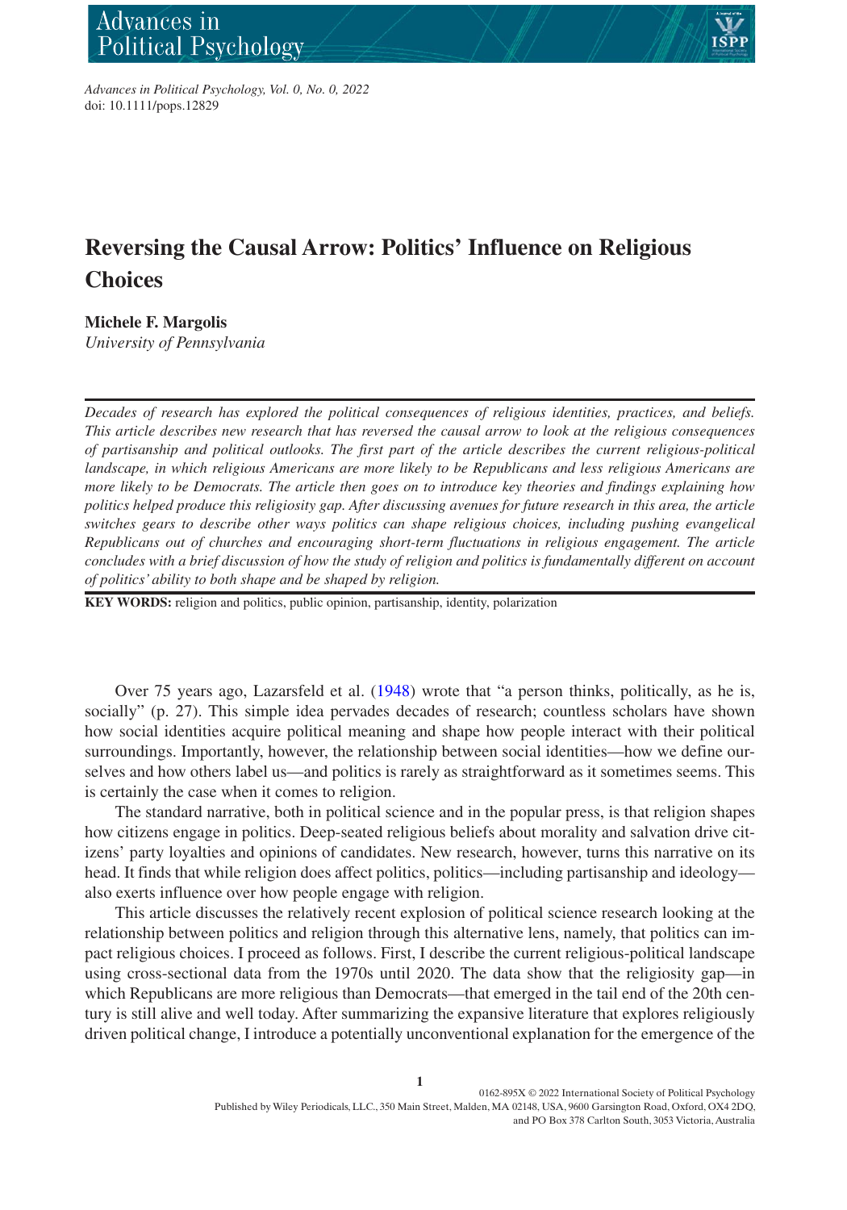Advances in Political Psychology, Vol. 0, No. 0, 2022
doi: 10.1111/pops.12829

# Reversing the Causal Arrow: Politics' Influence on Religious Choices

**Michele F. Margolis**
*University of Pennsylvania*

*Decades of research has explored the political consequences of religious identities, practices, and beliefs. This article describes new research that has reversed the causal arrow to look at the religious consequences of partisanship and political outlooks. The first part of the article describes the current religious-political landscape, in which religious Americans are more likely to be Republicans and less religious Americans are more likely to be Democrats. The article then goes on to introduce key theories and findings explaining how politics helped produce this religiosity gap. After discussing avenues for future research in this area, the article switches gears to describe other ways politics can shape religious choices, including pushing evangelical Republicans out of churches and encouraging short-term fluctuations in religious engagement. The article concludes with a brief discussion of how the study of religion and politics is fundamentally different on account of politics' ability to both shape and be shaped by religion.*

**KEY WORDS:** religion and politics, public opinion, partisanship, identity, polarization

Over 75 years ago, Lazarsfeld et al. (1948) wrote that "a person thinks, politically, as he is, socially" (p. 27). This simple idea pervades decades of research; countless scholars have shown how social identities acquire political meaning and shape how people interact with their political surroundings. Importantly, however, the relationship between social identities—how we define ourselves and how others label us—and politics is rarely as straightforward as it sometimes seems. This is certainly the case when it comes to religion.

The standard narrative, both in political science and in the popular press, is that religion shapes how citizens engage in politics. Deep-seated religious beliefs about morality and salvation drive citizens' party loyalties and opinions of candidates. New research, however, turns this narrative on its head. It finds that while religion does affect politics, politics—including partisanship and ideology—also exerts influence over how people engage with religion.

This article discusses the relatively recent explosion of political science research looking at the relationship between politics and religion through this alternative lens, namely, that politics can impact religious choices. I proceed as follows. First, I describe the current religious-political landscape using cross-sectional data from the 1970s until 2020. The data show that the religiosity gap—in which Republicans are more religious than Democrats—that emerged in the tail end of the 20th century is still alive and well today. After summarizing the expansive literature that explores religiously driven political change, I introduce a potentially unconventional explanation for the emergence of the

0162-895X © 2022 International Society of Political Psychology
Published by Wiley Periodicals, LLC., 350 Main Street, Malden, MA 02148, USA, 9600 Garsington Road, Oxford, OX4 2DQ, and PO Box 378 Carlton South, 3053 Victoria, Australia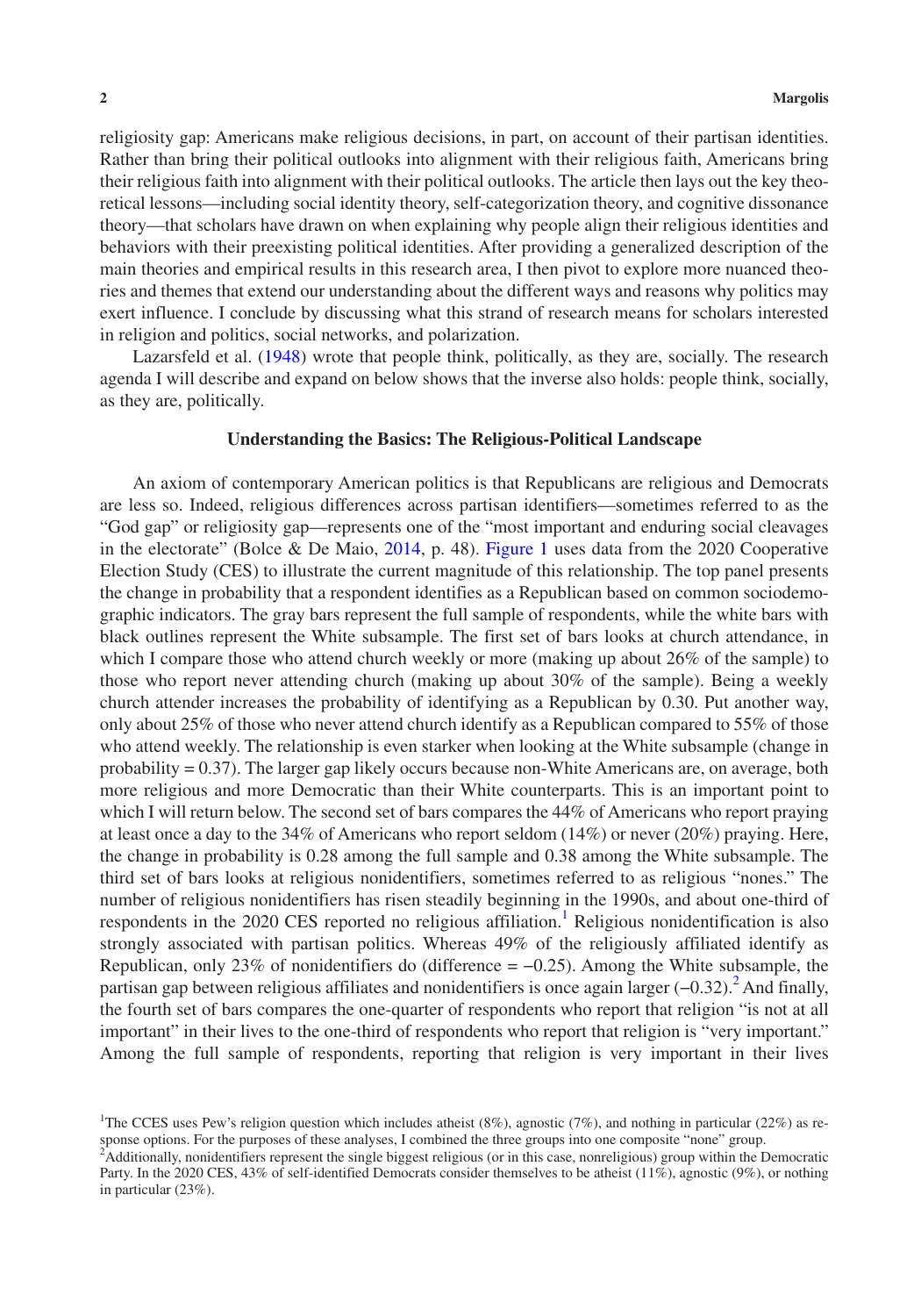religiosity gap: Americans make religious decisions, in part, on account of their partisan identities. Rather than bring their political outlooks into alignment with their religious faith, Americans bring their religious faith into alignment with their political outlooks. The article then lays out the key theoretical lessons—including social identity theory, self-categorization theory, and cognitive dissonance theory—that scholars have drawn on when explaining why people align their religious identities and behaviors with their preexisting political identities. After providing a generalized description of the main theories and empirical results in this research area, I then pivot to explore more nuanced theories and themes that extend our understanding about the different ways and reasons why politics may exert influence. I conclude by discussing what this strand of research means for scholars interested in religion and politics, social networks, and polarization.

Lazarsfeld et al. (1948) wrote that people think, politically, as they are, socially. The research agenda I will describe and expand on below shows that the inverse also holds: people think, socially, as they are, politically.

## Understanding the Basics: The Religious-Political Landscape

An axiom of contemporary American politics is that Republicans are religious and Democrats are less so. Indeed, religious differences across partisan identifiers—sometimes referred to as the "God gap" or religiosity gap—represents one of the "most important and enduring social cleavages in the electorate" (Bolce & De Maio, 2014, p. 48). Figure 1 uses data from the 2020 Cooperative Election Study (CES) to illustrate the current magnitude of this relationship. The top panel presents the change in probability that a respondent identifies as a Republican based on common sociodemographic indicators. The gray bars represent the full sample of respondents, while the white bars with black outlines represent the White subsample. The first set of bars looks at church attendance, in which I compare those who attend church weekly or more (making up about 26% of the sample) to those who report never attending church (making up about 30% of the sample). Being a weekly church attender increases the probability of identifying as a Republican by 0.30. Put another way, only about 25% of those who never attend church identify as a Republican compared to 55% of those who attend weekly. The relationship is even starker when looking at the White subsample (change in probability = 0.37). The larger gap likely occurs because non-White Americans are, on average, both more religious and more Democratic than their White counterparts. This is an important point to which I will return below. The second set of bars compares the 44% of Americans who report praying at least once a day to the 34% of Americans who report seldom (14%) or never (20%) praying. Here, the change in probability is 0.28 among the full sample and 0.38 among the White subsample. The third set of bars looks at religious nonidentifiers, sometimes referred to as religious "nones." The number of religious nonidentifiers has risen steadily beginning in the 1990s, and about one-third of respondents in the 2020 CES reported no religious affiliation.[1] Religious nonidentification is also strongly associated with partisan politics. Whereas 49% of the religiously affiliated identify as Republican, only 23% of nonidentifiers do (difference = −0.25). Among the White subsample, the partisan gap between religious affiliates and nonidentifiers is once again larger (−0.32).[2] And finally, the fourth set of bars compares the one-quarter of respondents who report that religion "is not at all important" in their lives to the one-third of respondents who report that religion is "very important." Among the full sample of respondents, reporting that religion is very important in their lives

[1] The CCES uses Pew's religion question which includes atheist (8%), agnostic (7%), and nothing in particular (22%) as response options. For the purposes of these analyses, I combined the three groups into one composite "none" group.

[2] Additionally, nonidentifiers represent the single biggest religious (or in this case, nonreligious) group within the Democratic Party. In the 2020 CES, 43% of self-identified Democrats consider themselves to be atheist (11%), agnostic (9%), or nothing in particular (23%).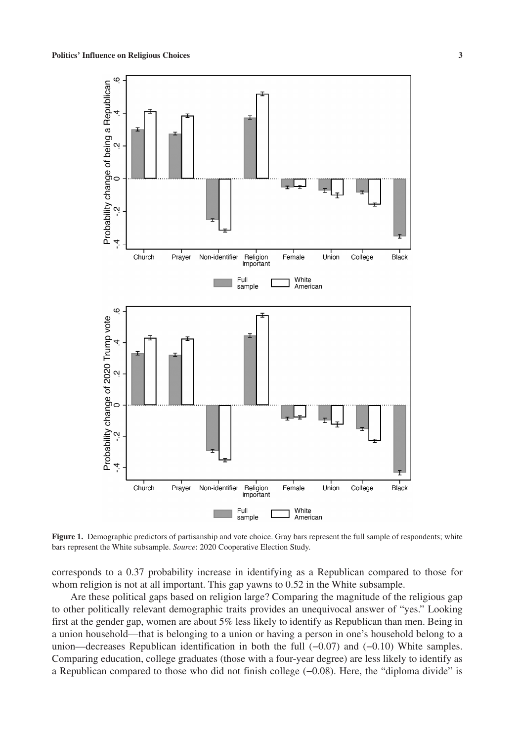**Figure 1.** Demographic predictors of partisanship and vote choice. Gray bars represent the full sample of respondents; white bars represent the White subsample. *Source*: 2020 Cooperative Election Study.

corresponds to a 0.37 probability increase in identifying as a Republican compared to those for whom religion is not at all important. This gap yawns to 0.52 in the White subsample.

Are these political gaps based on religion large? Comparing the magnitude of the religious gap to other politically relevant demographic traits provides an unequivocal answer of "yes." Looking first at the gender gap, women are about 5% less likely to identify as Republican than men. Being in a union household—that is belonging to a union or having a person in one's household belong to a union—decreases Republican identification in both the full (−0.07) and (−0.10) White samples. Comparing education, college graduates (those with a four-year degree) are less likely to identify as a Republican compared to those who did not finish college (−0.08). Here, the "diploma divide" is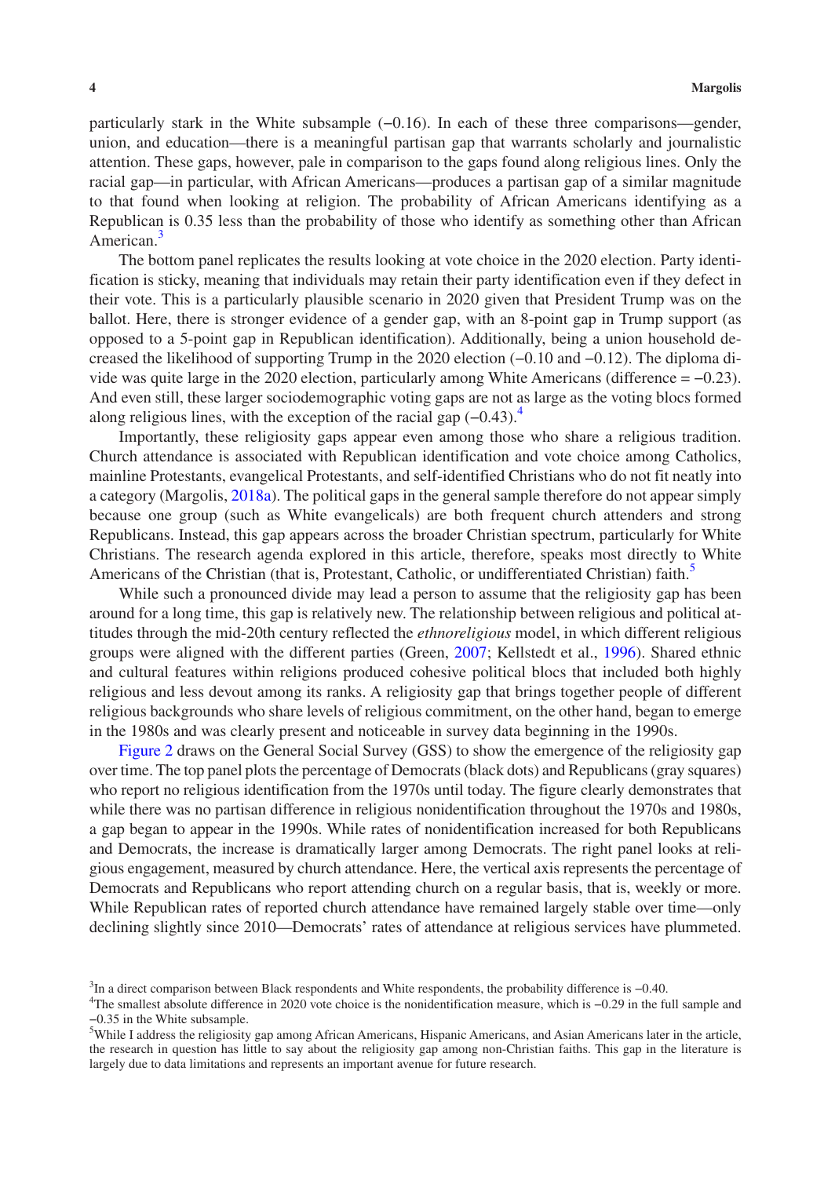particularly stark in the White subsample (−0.16). In each of these three comparisons—gender, union, and education—there is a meaningful partisan gap that warrants scholarly and journalistic attention. These gaps, however, pale in comparison to the gaps found along religious lines. Only the racial gap—in particular, with African Americans—produces a partisan gap of a similar magnitude to that found when looking at religion. The probability of African Americans identifying as a Republican is 0.35 less than the probability of those who identify as something other than African American.[3]

The bottom panel replicates the results looking at vote choice in the 2020 election. Party identification is sticky, meaning that individuals may retain their party identification even if they defect in their vote. This is a particularly plausible scenario in 2020 given that President Trump was on the ballot. Here, there is stronger evidence of a gender gap, with an 8-point gap in Trump support (as opposed to a 5-point gap in Republican identification). Additionally, being a union household decreased the likelihood of supporting Trump in the 2020 election (−0.10 and −0.12). The diploma divide was quite large in the 2020 election, particularly among White Americans (difference = −0.23). And even still, these larger sociodemographic voting gaps are not as large as the voting blocs formed along religious lines, with the exception of the racial gap (−0.43).[4]

Importantly, these religiosity gaps appear even among those who share a religious tradition. Church attendance is associated with Republican identification and vote choice among Catholics, mainline Protestants, evangelical Protestants, and self-identified Christians who do not fit neatly into a category (Margolis, 2018a). The political gaps in the general sample therefore do not appear simply because one group (such as White evangelicals) are both frequent church attenders and strong Republicans. Instead, this gap appears across the broader Christian spectrum, particularly for White Christians. The research agenda explored in this article, therefore, speaks most directly to White Americans of the Christian (that is, Protestant, Catholic, or undifferentiated Christian) faith.[5]

While such a pronounced divide may lead a person to assume that the religiosity gap has been around for a long time, this gap is relatively new. The relationship between religious and political attitudes through the mid-20th century reflected the *ethnoreligious* model, in which different religious groups were aligned with the different parties (Green, 2007; Kellstedt et al., 1996). Shared ethnic and cultural features within religions produced cohesive political blocs that included both highly religious and less devout among its ranks. A religiosity gap that brings together people of different religious backgrounds who share levels of religious commitment, on the other hand, began to emerge in the 1980s and was clearly present and noticeable in survey data beginning in the 1990s.

Figure 2 draws on the General Social Survey (GSS) to show the emergence of the religiosity gap over time. The top panel plots the percentage of Democrats (black dots) and Republicans (gray squares) who report no religious identification from the 1970s until today. The figure clearly demonstrates that while there was no partisan difference in religious nonidentification throughout the 1970s and 1980s, a gap began to appear in the 1990s. While rates of nonidentification increased for both Republicans and Democrats, the increase is dramatically larger among Democrats. The right panel looks at religious engagement, measured by church attendance. Here, the vertical axis represents the percentage of Democrats and Republicans who report attending church on a regular basis, that is, weekly or more. While Republican rates of reported church attendance have remained largely stable over time—only declining slightly since 2010—Democrats' rates of attendance at religious services have plummeted.

[3]In a direct comparison between Black respondents and White respondents, the probability difference is −0.40.

[4]The smallest absolute difference in 2020 vote choice is the nonidentification measure, which is −0.29 in the full sample and −0.35 in the White subsample.

[5]While I address the religiosity gap among African Americans, Hispanic Americans, and Asian Americans later in the article, the research in question has little to say about the religiosity gap among non-Christian faiths. This gap in the literature is largely due to data limitations and represents an important avenue for future research.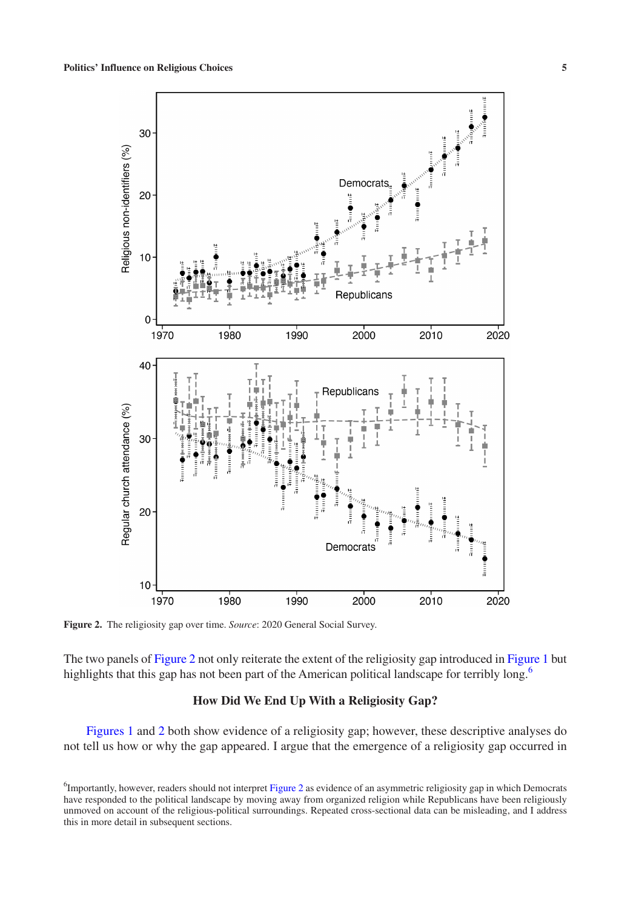**Figure 2.** The religiosity gap over time. *Source*: 2020 General Social Survey.

The two panels of Figure 2 not only reiterate the extent of the religiosity gap introduced in Figure 1 but highlights that this gap has not been part of the American political landscape for terribly long.[6]

### How Did We End Up With a Religiosity Gap?

Figures 1 and 2 both show evidence of a religiosity gap; however, these descriptive analyses do not tell us how or why the gap appeared. I argue that the emergence of a religiosity gap occurred in

[6]Importantly, however, readers should not interpret Figure 2 as evidence of an asymmetric religiosity gap in which Democrats have responded to the political landscape by moving away from organized religion while Republicans have been religiously unmoved on account of the religious-political surroundings. Repeated cross-sectional data can be misleading, and I address this in more detail in subsequent sections.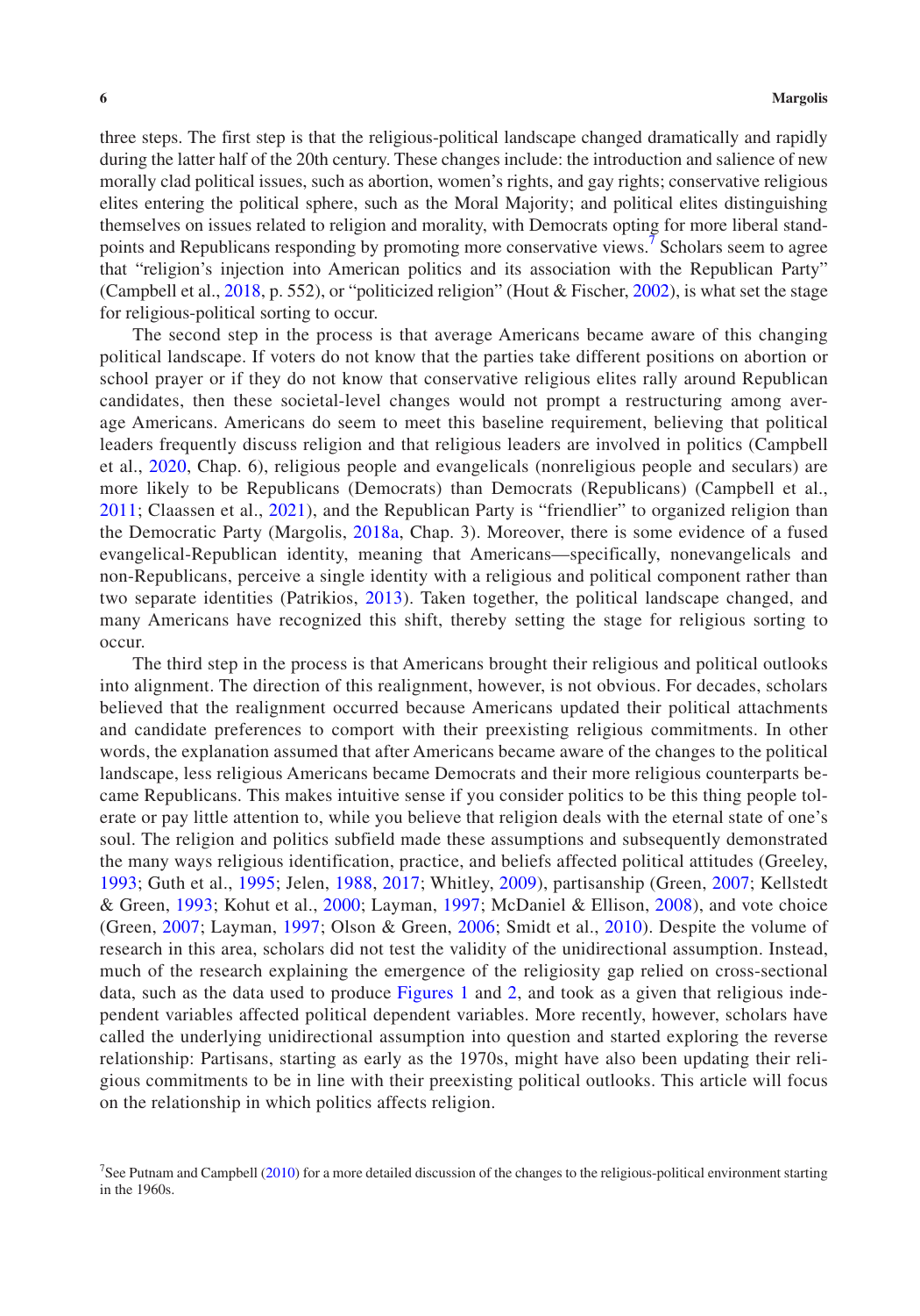three steps. The first step is that the religious-political landscape changed dramatically and rapidly during the latter half of the 20th century. These changes include: the introduction and salience of new morally clad political issues, such as abortion, women's rights, and gay rights; conservative religious elites entering the political sphere, such as the Moral Majority; and political elites distinguishing themselves on issues related to religion and morality, with Democrats opting for more liberal standpoints and Republicans responding by promoting more conservative views.[7] Scholars seem to agree that "religion's injection into American politics and its association with the Republican Party" (Campbell et al., 2018, p. 552), or "politicized religion" (Hout & Fischer, 2002), is what set the stage for religious-political sorting to occur.

The second step in the process is that average Americans became aware of this changing political landscape. If voters do not know that the parties take different positions on abortion or school prayer or if they do not know that conservative religious elites rally around Republican candidates, then these societal-level changes would not prompt a restructuring among average Americans. Americans do seem to meet this baseline requirement, believing that political leaders frequently discuss religion and that religious leaders are involved in politics (Campbell et al., 2020, Chap. 6), religious people and evangelicals (nonreligious people and seculars) are more likely to be Republicans (Democrats) than Democrats (Republicans) (Campbell et al., 2011; Claassen et al., 2021), and the Republican Party is "friendlier" to organized religion than the Democratic Party (Margolis, 2018a, Chap. 3). Moreover, there is some evidence of a fused evangelical-Republican identity, meaning that Americans—specifically, nonevangelicals and non-Republicans, perceive a single identity with a religious and political component rather than two separate identities (Patrikios, 2013). Taken together, the political landscape changed, and many Americans have recognized this shift, thereby setting the stage for religious sorting to occur.

The third step in the process is that Americans brought their religious and political outlooks into alignment. The direction of this realignment, however, is not obvious. For decades, scholars believed that the realignment occurred because Americans updated their political attachments and candidate preferences to comport with their preexisting religious commitments. In other words, the explanation assumed that after Americans became aware of the changes to the political landscape, less religious Americans became Democrats and their more religious counterparts became Republicans. This makes intuitive sense if you consider politics to be this thing people tolerate or pay little attention to, while you believe that religion deals with the eternal state of one's soul. The religion and politics subfield made these assumptions and subsequently demonstrated the many ways religious identification, practice, and beliefs affected political attitudes (Greeley, 1993; Guth et al., 1995; Jelen, 1988, 2017; Whitley, 2009), partisanship (Green, 2007; Kellstedt & Green, 1993; Kohut et al., 2000; Layman, 1997; McDaniel & Ellison, 2008), and vote choice (Green, 2007; Layman, 1997; Olson & Green, 2006; Smidt et al., 2010). Despite the volume of research in this area, scholars did not test the validity of the unidirectional assumption. Instead, much of the research explaining the emergence of the religiosity gap relied on cross-sectional data, such as the data used to produce Figures 1 and 2, and took as a given that religious independent variables affected political dependent variables. More recently, however, scholars have called the underlying unidirectional assumption into question and started exploring the reverse relationship: Partisans, starting as early as the 1970s, might have also been updating their religious commitments to be in line with their preexisting political outlooks. This article will focus on the relationship in which politics affects religion.

[7] See Putnam and Campbell (2010) for a more detailed discussion of the changes to the religious-political environment starting in the 1960s.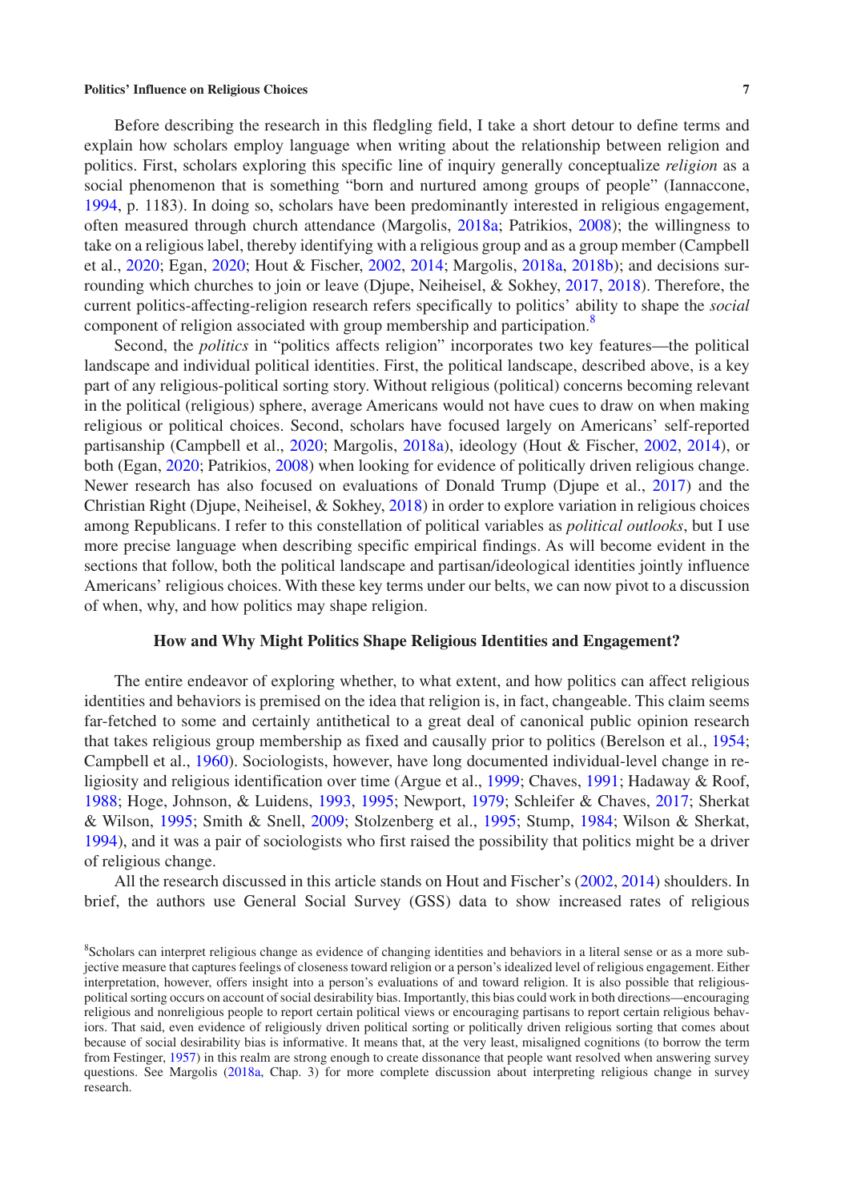Before describing the research in this fledgling field, I take a short detour to define terms and explain how scholars employ language when writing about the relationship between religion and politics. First, scholars exploring this specific line of inquiry generally conceptualize *religion* as a social phenomenon that is something "born and nurtured among groups of people" (Iannaccone, 1994, p. 1183). In doing so, scholars have been predominantly interested in religious engagement, often measured through church attendance (Margolis, 2018a; Patrikios, 2008); the willingness to take on a religious label, thereby identifying with a religious group and as a group member (Campbell et al., 2020; Egan, 2020; Hout & Fischer, 2002, 2014; Margolis, 2018a, 2018b); and decisions surrounding which churches to join or leave (Djupe, Neiheisel, & Sokhey, 2017, 2018). Therefore, the current politics-affecting-religion research refers specifically to politics' ability to shape the *social* component of religion associated with group membership and participation.[8]

Second, the *politics* in "politics affects religion" incorporates two key features—the political landscape and individual political identities. First, the political landscape, described above, is a key part of any religious-political sorting story. Without religious (political) concerns becoming relevant in the political (religious) sphere, average Americans would not have cues to draw on when making religious or political choices. Second, scholars have focused largely on Americans' self-reported partisanship (Campbell et al., 2020; Margolis, 2018a), ideology (Hout & Fischer, 2002, 2014), or both (Egan, 2020; Patrikios, 2008) when looking for evidence of politically driven religious change. Newer research has also focused on evaluations of Donald Trump (Djupe et al., 2017) and the Christian Right (Djupe, Neiheisel, & Sokhey, 2018) in order to explore variation in religious choices among Republicans. I refer to this constellation of political variables as *political outlooks*, but I use more precise language when describing specific empirical findings. As will become evident in the sections that follow, both the political landscape and partisan/ideological identities jointly influence Americans' religious choices. With these key terms under our belts, we can now pivot to a discussion of when, why, and how politics may shape religion.

## How and Why Might Politics Shape Religious Identities and Engagement?

The entire endeavor of exploring whether, to what extent, and how politics can affect religious identities and behaviors is premised on the idea that religion is, in fact, changeable. This claim seems far-fetched to some and certainly antithetical to a great deal of canonical public opinion research that takes religious group membership as fixed and causally prior to politics (Berelson et al., 1954; Campbell et al., 1960). Sociologists, however, have long documented individual-level change in religiosity and religious identification over time (Argue et al., 1999; Chaves, 1991; Hadaway & Roof, 1988; Hoge, Johnson, & Luidens, 1993, 1995; Newport, 1979; Schleifer & Chaves, 2017; Sherkat & Wilson, 1995; Smith & Snell, 2009; Stolzenberg et al., 1995; Stump, 1984; Wilson & Sherkat, 1994), and it was a pair of sociologists who first raised the possibility that politics might be a driver of religious change.

All the research discussed in this article stands on Hout and Fischer's (2002, 2014) shoulders. In brief, the authors use General Social Survey (GSS) data to show increased rates of religious

[8]Scholars can interpret religious change as evidence of changing identities and behaviors in a literal sense or as a more subjective measure that captures feelings of closeness toward religion or a person's idealized level of religious engagement. Either interpretation, however, offers insight into a person's evaluations of and toward religion. It is also possible that religious-political sorting occurs on account of social desirability bias. Importantly, this bias could work in both directions—encouraging religious and nonreligious people to report certain political views or encouraging partisans to report certain religious behaviors. That said, even evidence of religiously driven political sorting or politically driven religious sorting that comes about because of social desirability bias is informative. It means that, at the very least, misaligned cognitions (to borrow the term from Festinger, 1957) in this realm are strong enough to create dissonance that people want resolved when answering survey questions. See Margolis (2018a, Chap. 3) for more complete discussion about interpreting religious change in survey research.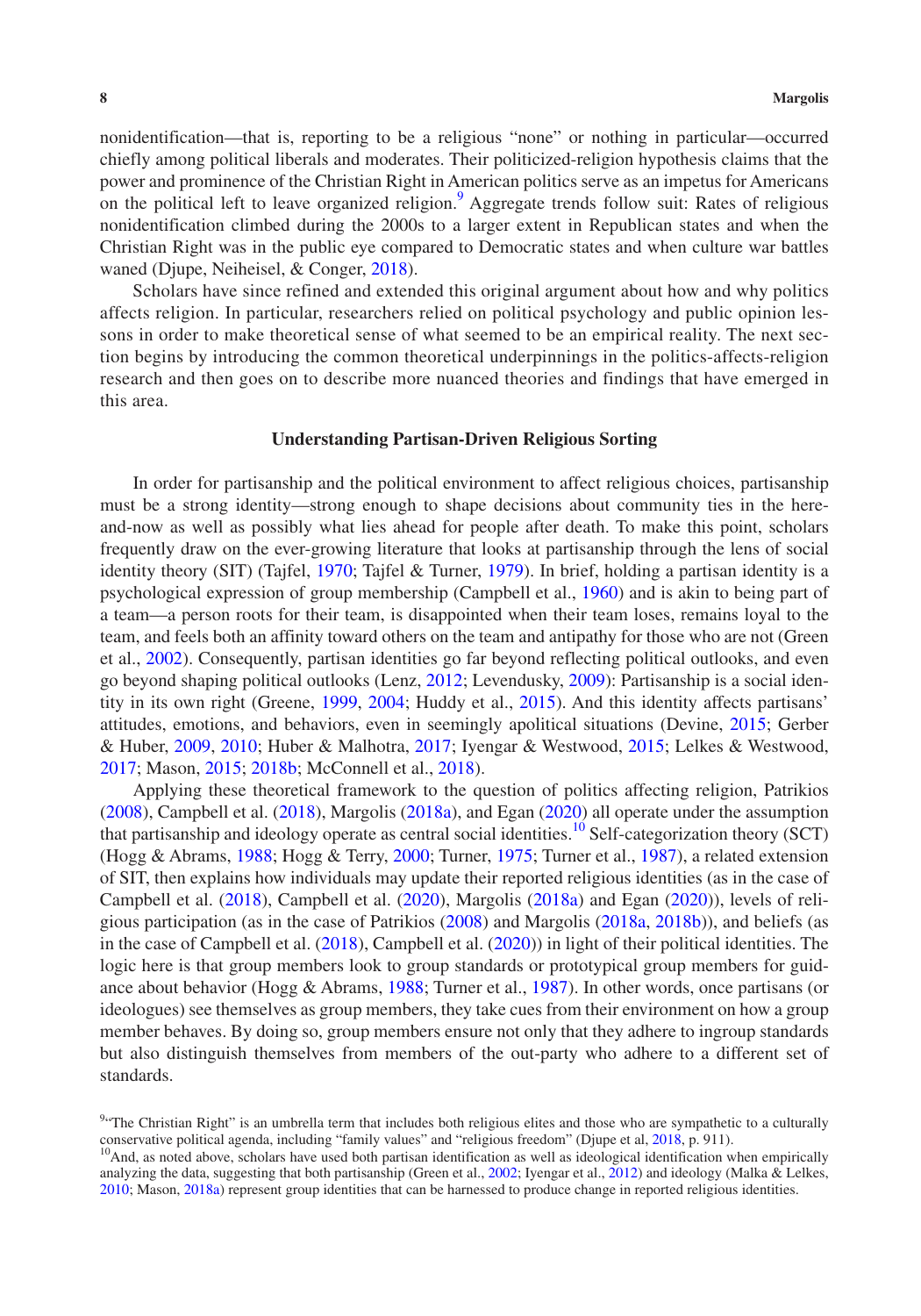nonidentification—that is, reporting to be a religious "none" or nothing in particular—occurred chiefly among political liberals and moderates. Their politicized-religion hypothesis claims that the power and prominence of the Christian Right in American politics serve as an impetus for Americans on the political left to leave organized religion.[9] Aggregate trends follow suit: Rates of religious nonidentification climbed during the 2000s to a larger extent in Republican states and when the Christian Right was in the public eye compared to Democratic states and when culture war battles waned (Djupe, Neiheisel, & Conger, 2018).

Scholars have since refined and extended this original argument about how and why politics affects religion. In particular, researchers relied on political psychology and public opinion lessons in order to make theoretical sense of what seemed to be an empirical reality. The next section begins by introducing the common theoretical underpinnings in the politics-affects-religion research and then goes on to describe more nuanced theories and findings that have emerged in this area.

### Understanding Partisan-Driven Religious Sorting

In order for partisanship and the political environment to affect religious choices, partisanship must be a strong identity—strong enough to shape decisions about community ties in the here-and-now as well as possibly what lies ahead for people after death. To make this point, scholars frequently draw on the ever-growing literature that looks at partisanship through the lens of social identity theory (SIT) (Tajfel, 1970; Tajfel & Turner, 1979). In brief, holding a partisan identity is a psychological expression of group membership (Campbell et al., 1960) and is akin to being part of a team—a person roots for their team, is disappointed when their team loses, remains loyal to the team, and feels both an affinity toward others on the team and antipathy for those who are not (Green et al., 2002). Consequently, partisan identities go far beyond reflecting political outlooks, and even go beyond shaping political outlooks (Lenz, 2012; Levendusky, 2009): Partisanship is a social identity in its own right (Greene, 1999, 2004; Huddy et al., 2015). And this identity affects partisans' attitudes, emotions, and behaviors, even in seemingly apolitical situations (Devine, 2015; Gerber & Huber, 2009, 2010; Huber & Malhotra, 2017; Iyengar & Westwood, 2015; Lelkes & Westwood, 2017; Mason, 2015; 2018b; McConnell et al., 2018).

Applying these theoretical framework to the question of politics affecting religion, Patrikios (2008), Campbell et al. (2018), Margolis (2018a), and Egan (2020) all operate under the assumption that partisanship and ideology operate as central social identities.[10] Self-categorization theory (SCT) (Hogg & Abrams, 1988; Hogg & Terry, 2000; Turner, 1975; Turner et al., 1987), a related extension of SIT, then explains how individuals may update their reported religious identities (as in the case of Campbell et al. (2018), Campbell et al. (2020), Margolis (2018a) and Egan (2020)), levels of religious participation (as in the case of Patrikios (2008) and Margolis (2018a, 2018b)), and beliefs (as in the case of Campbell et al. (2018), Campbell et al. (2020)) in light of their political identities. The logic here is that group members look to group standards or prototypical group members for guidance about behavior (Hogg & Abrams, 1988; Turner et al., 1987). In other words, once partisans (or ideologues) see themselves as group members, they take cues from their environment on how a group member behaves. By doing so, group members ensure not only that they adhere to ingroup standards but also distinguish themselves from members of the out-party who adhere to a different set of standards.

[9] "The Christian Right" is an umbrella term that includes both religious elites and those who are sympathetic to a culturally conservative political agenda, including "family values" and "religious freedom" (Djupe et al, 2018, p. 911).

[10] And, as noted above, scholars have used both partisan identification as well as ideological identification when empirically analyzing the data, suggesting that both partisanship (Green et al., 2002; Iyengar et al., 2012) and ideology (Malka & Lelkes, 2010; Mason, 2018a) represent group identities that can be harnessed to produce change in reported religious identities.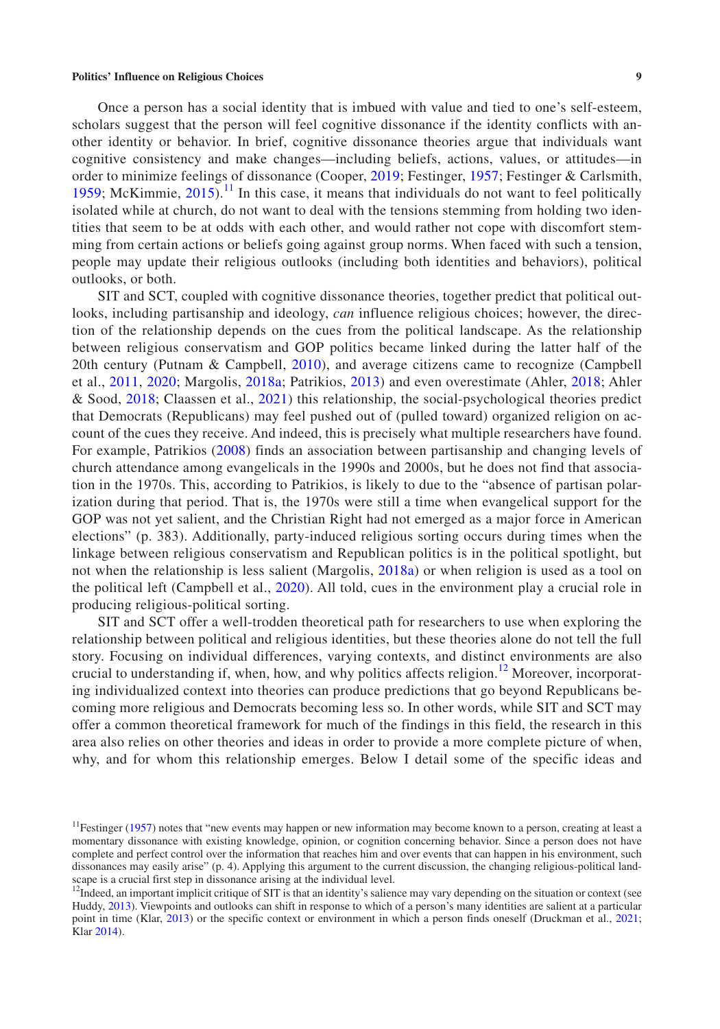Once a person has a social identity that is imbued with value and tied to one's self-esteem, scholars suggest that the person will feel cognitive dissonance if the identity conflicts with another identity or behavior. In brief, cognitive dissonance theories argue that individuals want cognitive consistency and make changes—including beliefs, actions, values, or attitudes—in order to minimize feelings of dissonance (Cooper, 2019; Festinger, 1957; Festinger & Carlsmith, 1959; McKimmie, 2015).[11] In this case, it means that individuals do not want to feel politically isolated while at church, do not want to deal with the tensions stemming from holding two identities that seem to be at odds with each other, and would rather not cope with discomfort stemming from certain actions or beliefs going against group norms. When faced with such a tension, people may update their religious outlooks (including both identities and behaviors), political outlooks, or both.

SIT and SCT, coupled with cognitive dissonance theories, together predict that political outlooks, including partisanship and ideology, *can* influence religious choices; however, the direction of the relationship depends on the cues from the political landscape. As the relationship between religious conservatism and GOP politics became linked during the latter half of the 20th century (Putnam & Campbell, 2010), and average citizens came to recognize (Campbell et al., 2011, 2020; Margolis, 2018a; Patrikios, 2013) and even overestimate (Ahler, 2018; Ahler & Sood, 2018; Claassen et al., 2021) this relationship, the social-psychological theories predict that Democrats (Republicans) may feel pushed out of (pulled toward) organized religion on account of the cues they receive. And indeed, this is precisely what multiple researchers have found. For example, Patrikios (2008) finds an association between partisanship and changing levels of church attendance among evangelicals in the 1990s and 2000s, but he does not find that association in the 1970s. This, according to Patrikios, is likely to due to the "absence of partisan polarization during that period. That is, the 1970s were still a time when evangelical support for the GOP was not yet salient, and the Christian Right had not emerged as a major force in American elections" (p. 383). Additionally, party-induced religious sorting occurs during times when the linkage between religious conservatism and Republican politics is in the political spotlight, but not when the relationship is less salient (Margolis, 2018a) or when religion is used as a tool on the political left (Campbell et al., 2020). All told, cues in the environment play a crucial role in producing religious-political sorting.

SIT and SCT offer a well-trodden theoretical path for researchers to use when exploring the relationship between political and religious identities, but these theories alone do not tell the full story. Focusing on individual differences, varying contexts, and distinct environments are also crucial to understanding if, when, how, and why politics affects religion.[12] Moreover, incorporating individualized context into theories can produce predictions that go beyond Republicans becoming more religious and Democrats becoming less so. In other words, while SIT and SCT may offer a common theoretical framework for much of the findings in this field, the research in this area also relies on other theories and ideas in order to provide a more complete picture of when, why, and for whom this relationship emerges. Below I detail some of the specific ideas and

[11] Festinger (1957) notes that "new events may happen or new information may become known to a person, creating at least a momentary dissonance with existing knowledge, opinion, or cognition concerning behavior. Since a person does not have complete and perfect control over the information that reaches him and over events that can happen in his environment, such dissonances may easily arise" (p. 4). Applying this argument to the current discussion, the changing religious-political landscape is a crucial first step in dissonance arising at the individual level.

[12] Indeed, an important implicit critique of SIT is that an identity's salience may vary depending on the situation or context (see Huddy, 2013). Viewpoints and outlooks can shift in response to which of a person's many identities are salient at a particular point in time (Klar, 2013) or the specific context or environment in which a person finds oneself (Druckman et al., 2021; Klar 2014).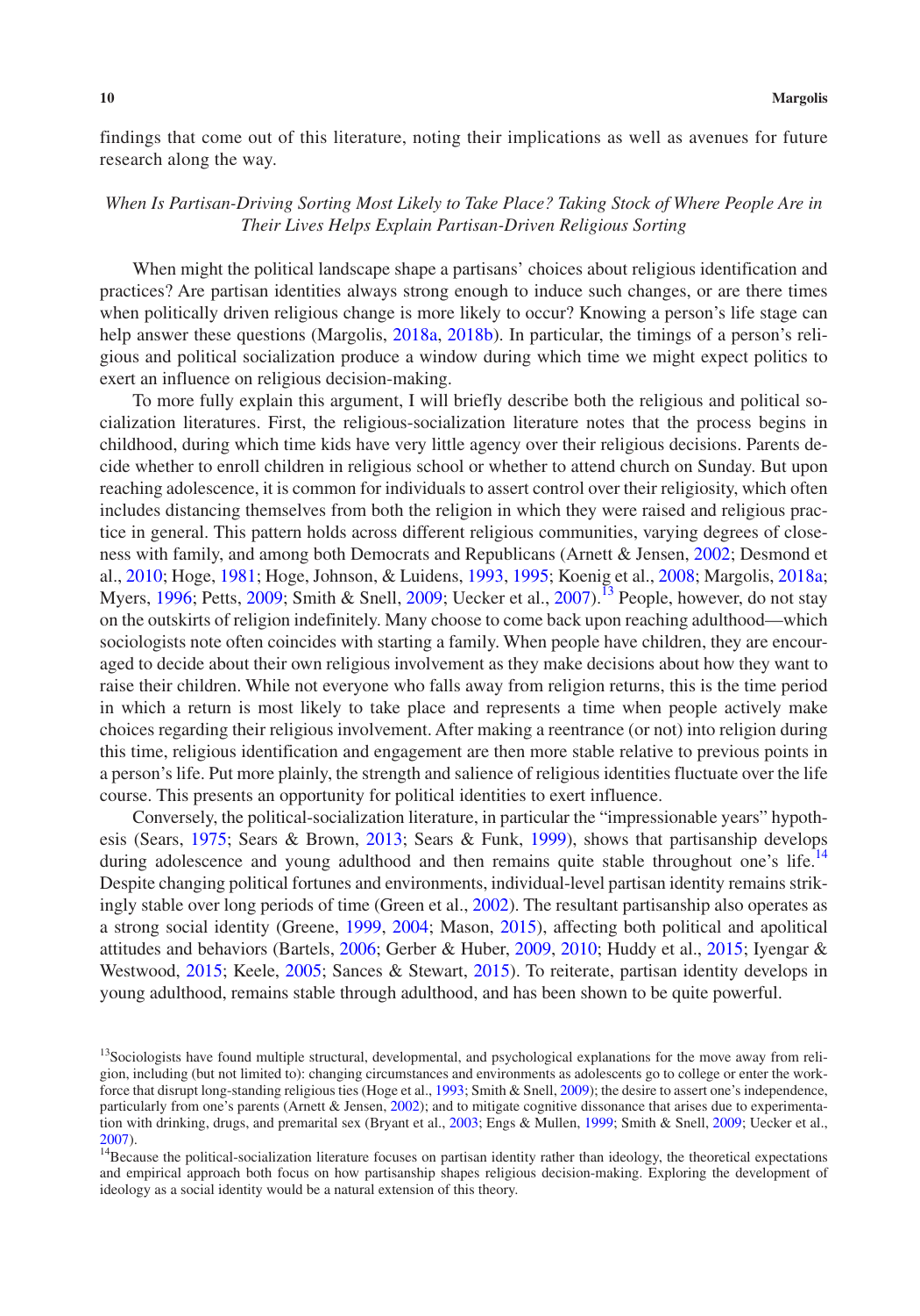findings that come out of this literature, noting their implications as well as avenues for future research along the way.

### *When Is Partisan-Driving Sorting Most Likely to Take Place? Taking Stock of Where People Are in Their Lives Helps Explain Partisan-Driven Religious Sorting*

When might the political landscape shape a partisans' choices about religious identification and practices? Are partisan identities always strong enough to induce such changes, or are there times when politically driven religious change is more likely to occur? Knowing a person's life stage can help answer these questions (Margolis, 2018a, 2018b). In particular, the timings of a person's religious and political socialization produce a window during which time we might expect politics to exert an influence on religious decision-making.

To more fully explain this argument, I will briefly describe both the religious and political socialization literatures. First, the religious-socialization literature notes that the process begins in childhood, during which time kids have very little agency over their religious decisions. Parents decide whether to enroll children in religious school or whether to attend church on Sunday. But upon reaching adolescence, it is common for individuals to assert control over their religiosity, which often includes distancing themselves from both the religion in which they were raised and religious practice in general. This pattern holds across different religious communities, varying degrees of closeness with family, and among both Democrats and Republicans (Arnett & Jensen, 2002; Desmond et al., 2010; Hoge, 1981; Hoge, Johnson, & Luidens, 1993, 1995; Koenig et al., 2008; Margolis, 2018a; Myers, 1996; Petts, 2009; Smith & Snell, 2009; Uecker et al., 2007).[13] People, however, do not stay on the outskirts of religion indefinitely. Many choose to come back upon reaching adulthood—which sociologists note often coincides with starting a family. When people have children, they are encouraged to decide about their own religious involvement as they make decisions about how they want to raise their children. While not everyone who falls away from religion returns, this is the time period in which a return is most likely to take place and represents a time when people actively make choices regarding their religious involvement. After making a reentrance (or not) into religion during this time, religious identification and engagement are then more stable relative to previous points in a person's life. Put more plainly, the strength and salience of religious identities fluctuate over the life course. This presents an opportunity for political identities to exert influence.

Conversely, the political-socialization literature, in particular the "impressionable years" hypothesis (Sears, 1975; Sears & Brown, 2013; Sears & Funk, 1999), shows that partisanship develops during adolescence and young adulthood and then remains quite stable throughout one's life.[14] Despite changing political fortunes and environments, individual-level partisan identity remains strikingly stable over long periods of time (Green et al., 2002). The resultant partisanship also operates as a strong social identity (Greene, 1999, 2004; Mason, 2015), affecting both political and apolitical attitudes and behaviors (Bartels, 2006; Gerber & Huber, 2009, 2010; Huddy et al., 2015; Iyengar & Westwood, 2015; Keele, 2005; Sances & Stewart, 2015). To reiterate, partisan identity develops in young adulthood, remains stable through adulthood, and has been shown to be quite powerful.

[13] Sociologists have found multiple structural, developmental, and psychological explanations for the move away from religion, including (but not limited to): changing circumstances and environments as adolescents go to college or enter the workforce that disrupt long-standing religious ties (Hoge et al., 1993; Smith & Snell, 2009); the desire to assert one's independence, particularly from one's parents (Arnett & Jensen, 2002); and to mitigate cognitive dissonance that arises due to experimentation with drinking, drugs, and premarital sex (Bryant et al., 2003; Engs & Mullen, 1999; Smith & Snell, 2009; Uecker et al., 2007).

[14] Because the political-socialization literature focuses on partisan identity rather than ideology, the theoretical expectations and empirical approach both focus on how partisanship shapes religious decision-making. Exploring the development of ideology as a social identity would be a natural extension of this theory.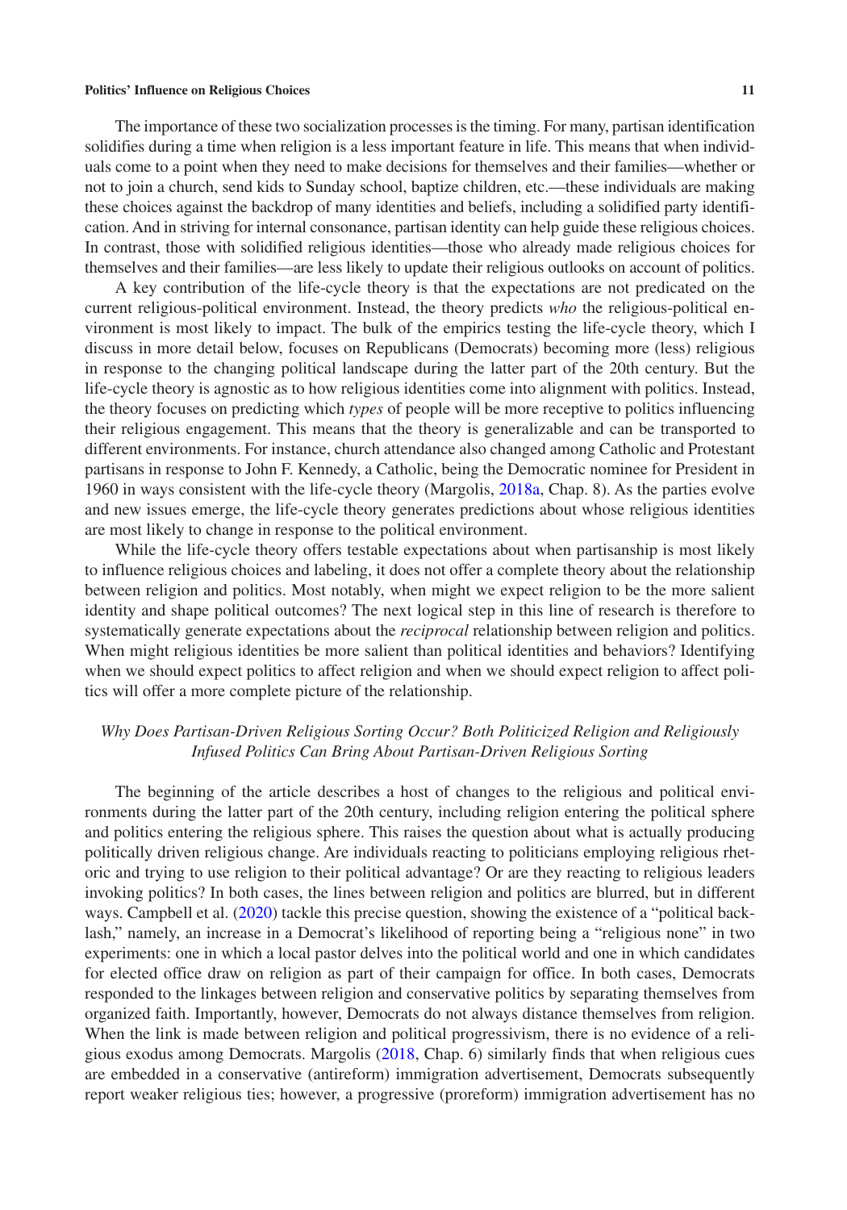The importance of these two socialization processes is the timing. For many, partisan identification solidifies during a time when religion is a less important feature in life. This means that when individuals come to a point when they need to make decisions for themselves and their families—whether or not to join a church, send kids to Sunday school, baptize children, etc.—these individuals are making these choices against the backdrop of many identities and beliefs, including a solidified party identification. And in striving for internal consonance, partisan identity can help guide these religious choices. In contrast, those with solidified religious identities—those who already made religious choices for themselves and their families—are less likely to update their religious outlooks on account of politics.

A key contribution of the life-cycle theory is that the expectations are not predicated on the current religious-political environment. Instead, the theory predicts *who* the religious-political environment is most likely to impact. The bulk of the empirics testing the life-cycle theory, which I discuss in more detail below, focuses on Republicans (Democrats) becoming more (less) religious in response to the changing political landscape during the latter part of the 20th century. But the life-cycle theory is agnostic as to how religious identities come into alignment with politics. Instead, the theory focuses on predicting which *types* of people will be more receptive to politics influencing their religious engagement. This means that the theory is generalizable and can be transported to different environments. For instance, church attendance also changed among Catholic and Protestant partisans in response to John F. Kennedy, a Catholic, being the Democratic nominee for President in 1960 in ways consistent with the life-cycle theory (Margolis, 2018a, Chap. 8). As the parties evolve and new issues emerge, the life-cycle theory generates predictions about whose religious identities are most likely to change in response to the political environment.

While the life-cycle theory offers testable expectations about when partisanship is most likely to influence religious choices and labeling, it does not offer a complete theory about the relationship between religion and politics. Most notably, when might we expect religion to be the more salient identity and shape political outcomes? The next logical step in this line of research is therefore to systematically generate expectations about the *reciprocal* relationship between religion and politics. When might religious identities be more salient than political identities and behaviors? Identifying when we should expect politics to affect religion and when we should expect religion to affect politics will offer a more complete picture of the relationship.

### *Why Does Partisan-Driven Religious Sorting Occur? Both Politicized Religion and Religiously Infused Politics Can Bring About Partisan-Driven Religious Sorting*

The beginning of the article describes a host of changes to the religious and political environments during the latter part of the 20th century, including religion entering the political sphere and politics entering the religious sphere. This raises the question about what is actually producing politically driven religious change. Are individuals reacting to politicians employing religious rhetoric and trying to use religion to their political advantage? Or are they reacting to religious leaders invoking politics? In both cases, the lines between religion and politics are blurred, but in different ways. Campbell et al. (2020) tackle this precise question, showing the existence of a "political backlash," namely, an increase in a Democrat's likelihood of reporting being a "religious none" in two experiments: one in which a local pastor delves into the political world and one in which candidates for elected office draw on religion as part of their campaign for office. In both cases, Democrats responded to the linkages between religion and conservative politics by separating themselves from organized faith. Importantly, however, Democrats do not always distance themselves from religion. When the link is made between religion and political progressivism, there is no evidence of a religious exodus among Democrats. Margolis (2018, Chap. 6) similarly finds that when religious cues are embedded in a conservative (antireform) immigration advertisement, Democrats subsequently report weaker religious ties; however, a progressive (proreform) immigration advertisement has no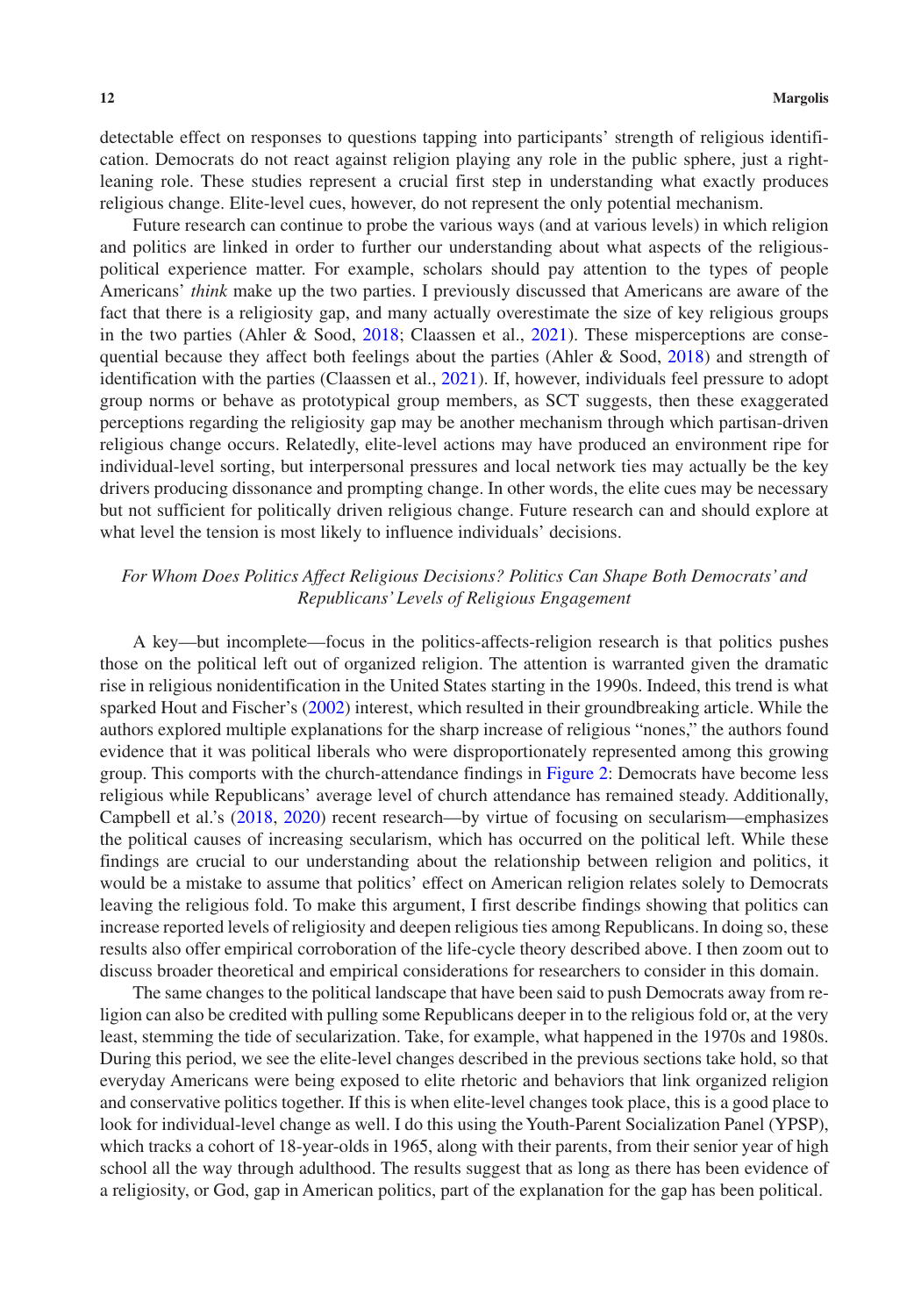detectable effect on responses to questions tapping into participants' strength of religious identification. Democrats do not react against religion playing any role in the public sphere, just a right-leaning role. These studies represent a crucial first step in understanding what exactly produces religious change. Elite-level cues, however, do not represent the only potential mechanism.

Future research can continue to probe the various ways (and at various levels) in which religion and politics are linked in order to further our understanding about what aspects of the religious-political experience matter. For example, scholars should pay attention to the types of people Americans' *think* make up the two parties. I previously discussed that Americans are aware of the fact that there is a religiosity gap, and many actually overestimate the size of key religious groups in the two parties (Ahler & Sood, 2018; Claassen et al., 2021). These misperceptions are consequential because they affect both feelings about the parties (Ahler & Sood, 2018) and strength of identification with the parties (Claassen et al., 2021). If, however, individuals feel pressure to adopt group norms or behave as prototypical group members, as SCT suggests, then these exaggerated perceptions regarding the religiosity gap may be another mechanism through which partisan-driven religious change occurs. Relatedly, elite-level actions may have produced an environment ripe for individual-level sorting, but interpersonal pressures and local network ties may actually be the key drivers producing dissonance and prompting change. In other words, the elite cues may be necessary but not sufficient for politically driven religious change. Future research can and should explore at what level the tension is most likely to influence individuals' decisions.

### *For Whom Does Politics Affect Religious Decisions? Politics Can Shape Both Democrats' and Republicans' Levels of Religious Engagement*

A key—but incomplete—focus in the politics-affects-religion research is that politics pushes those on the political left out of organized religion. The attention is warranted given the dramatic rise in religious nonidentification in the United States starting in the 1990s. Indeed, this trend is what sparked Hout and Fischer's (2002) interest, which resulted in their groundbreaking article. While the authors explored multiple explanations for the sharp increase of religious "nones," the authors found evidence that it was political liberals who were disproportionately represented among this growing group. This comports with the church-attendance findings in Figure 2: Democrats have become less religious while Republicans' average level of church attendance has remained steady. Additionally, Campbell et al.'s (2018, 2020) recent research—by virtue of focusing on secularism—emphasizes the political causes of increasing secularism, which has occurred on the political left. While these findings are crucial to our understanding about the relationship between religion and politics, it would be a mistake to assume that politics' effect on American religion relates solely to Democrats leaving the religious fold. To make this argument, I first describe findings showing that politics can increase reported levels of religiosity and deepen religious ties among Republicans. In doing so, these results also offer empirical corroboration of the life-cycle theory described above. I then zoom out to discuss broader theoretical and empirical considerations for researchers to consider in this domain.

The same changes to the political landscape that have been said to push Democrats away from religion can also be credited with pulling some Republicans deeper in to the religious fold or, at the very least, stemming the tide of secularization. Take, for example, what happened in the 1970s and 1980s. During this period, we see the elite-level changes described in the previous sections take hold, so that everyday Americans were being exposed to elite rhetoric and behaviors that link organized religion and conservative politics together. If this is when elite-level changes took place, this is a good place to look for individual-level change as well. I do this using the Youth-Parent Socialization Panel (YPSP), which tracks a cohort of 18-year-olds in 1965, along with their parents, from their senior year of high school all the way through adulthood. The results suggest that as long as there has been evidence of a religiosity, or God, gap in American politics, part of the explanation for the gap has been political.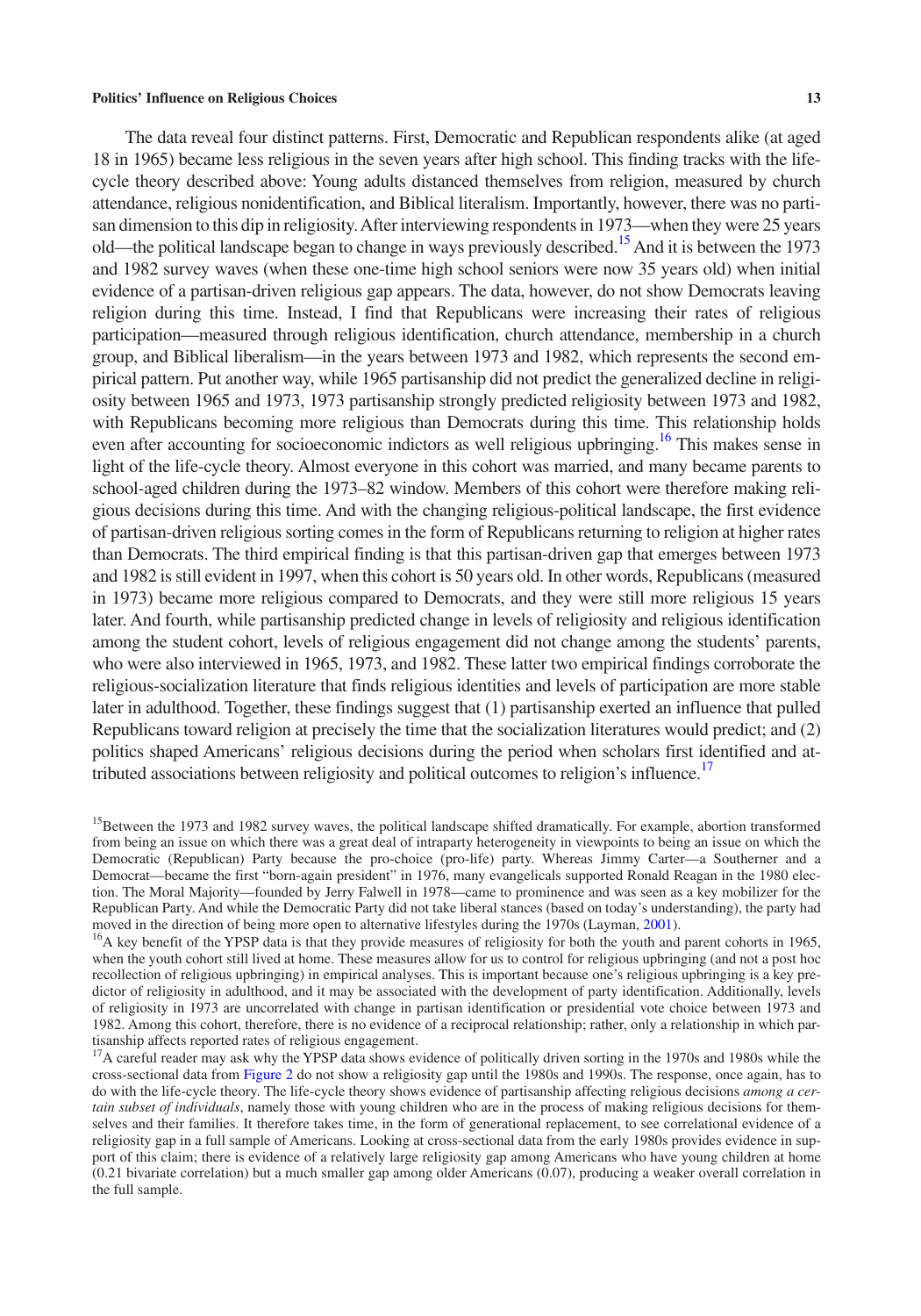The data reveal four distinct patterns. First, Democratic and Republican respondents alike (at aged 18 in 1965) became less religious in the seven years after high school. This finding tracks with the life-cycle theory described above: Young adults distanced themselves from religion, measured by church attendance, religious nonidentification, and Biblical literalism. Importantly, however, there was no partisan dimension to this dip in religiosity. After interviewing respondents in 1973—when they were 25 years old—the political landscape began to change in ways previously described.[15] And it is between the 1973 and 1982 survey waves (when these one-time high school seniors were now 35 years old) when initial evidence of a partisan-driven religious gap appears. The data, however, do not show Democrats leaving religion during this time. Instead, I find that Republicans were increasing their rates of religious participation—measured through religious identification, church attendance, membership in a church group, and Biblical liberalism—in the years between 1973 and 1982, which represents the second empirical pattern. Put another way, while 1965 partisanship did not predict the generalized decline in religiosity between 1965 and 1973, 1973 partisanship strongly predicted religiosity between 1973 and 1982, with Republicans becoming more religious than Democrats during this time. This relationship holds even after accounting for socioeconomic indictors as well religious upbringing.[16] This makes sense in light of the life-cycle theory. Almost everyone in this cohort was married, and many became parents to school-aged children during the 1973–82 window. Members of this cohort were therefore making religious decisions during this time. And with the changing religious-political landscape, the first evidence of partisan-driven religious sorting comes in the form of Republicans returning to religion at higher rates than Democrats. The third empirical finding is that this partisan-driven gap that emerges between 1973 and 1982 is still evident in 1997, when this cohort is 50 years old. In other words, Republicans (measured in 1973) became more religious compared to Democrats, and they were still more religious 15 years later. And fourth, while partisanship predicted change in levels of religiosity and religious identification among the student cohort, levels of religious engagement did not change among the students' parents, who were also interviewed in 1965, 1973, and 1982. These latter two empirical findings corroborate the religious-socialization literature that finds religious identities and levels of participation are more stable later in adulthood. Together, these findings suggest that (1) partisanship exerted an influence that pulled Republicans toward religion at precisely the time that the socialization literatures would predict; and (2) politics shaped Americans' religious decisions during the period when scholars first identified and attributed associations between religiosity and political outcomes to religion's influence.[17]

[15] Between the 1973 and 1982 survey waves, the political landscape shifted dramatically. For example, abortion transformed from being an issue on which there was a great deal of intraparty heterogeneity in viewpoints to being an issue on which the Democratic (Republican) Party became the pro-choice (pro-life) party. Whereas Jimmy Carter—a Southerner and a Democrat—became the first "born-again president" in 1976, many evangelicals supported Ronald Reagan in the 1980 election. The Moral Majority—founded by Jerry Falwell in 1978—came to prominence and was seen as a key mobilizer for the Republican Party. And while the Democratic Party did not take liberal stances (based on today's understanding), the party had moved in the direction of being more open to alternative lifestyles during the 1970s (Layman, 2001).

[16] A key benefit of the YPSP data is that they provide measures of religiosity for both the youth and parent cohorts in 1965, when the youth cohort still lived at home. These measures allow for us to control for religious upbringing (and not a post hoc recollection of religious upbringing) in empirical analyses. This is important because one's religious upbringing is a key predictor of religiosity in adulthood, and it may be associated with the development of party identification. Additionally, levels of religiosity in 1973 are uncorrelated with change in partisan identification or presidential vote choice between 1973 and 1982. Among this cohort, therefore, there is no evidence of a reciprocal relationship; rather, only a relationship in which partisanship affects reported rates of religious engagement.

[17] A careful reader may ask why the YPSP data shows evidence of politically driven sorting in the 1970s and 1980s while the cross-sectional data from Figure 2 do not show a religiosity gap until the 1980s and 1990s. The response, once again, has to do with the life-cycle theory. The life-cycle theory shows evidence of partisanship affecting religious decisions *among a certain subset of individuals*, namely those with young children who are in the process of making religious decisions for themselves and their families. It therefore takes time, in the form of generational replacement, to see correlational evidence of a religiosity gap in a full sample of Americans. Looking at cross-sectional data from the early 1980s provides evidence in support of this claim; there is evidence of a relatively large religiosity gap among Americans who have young children at home (0.21 bivariate correlation) but a much smaller gap among older Americans (0.07), producing a weaker overall correlation in the full sample.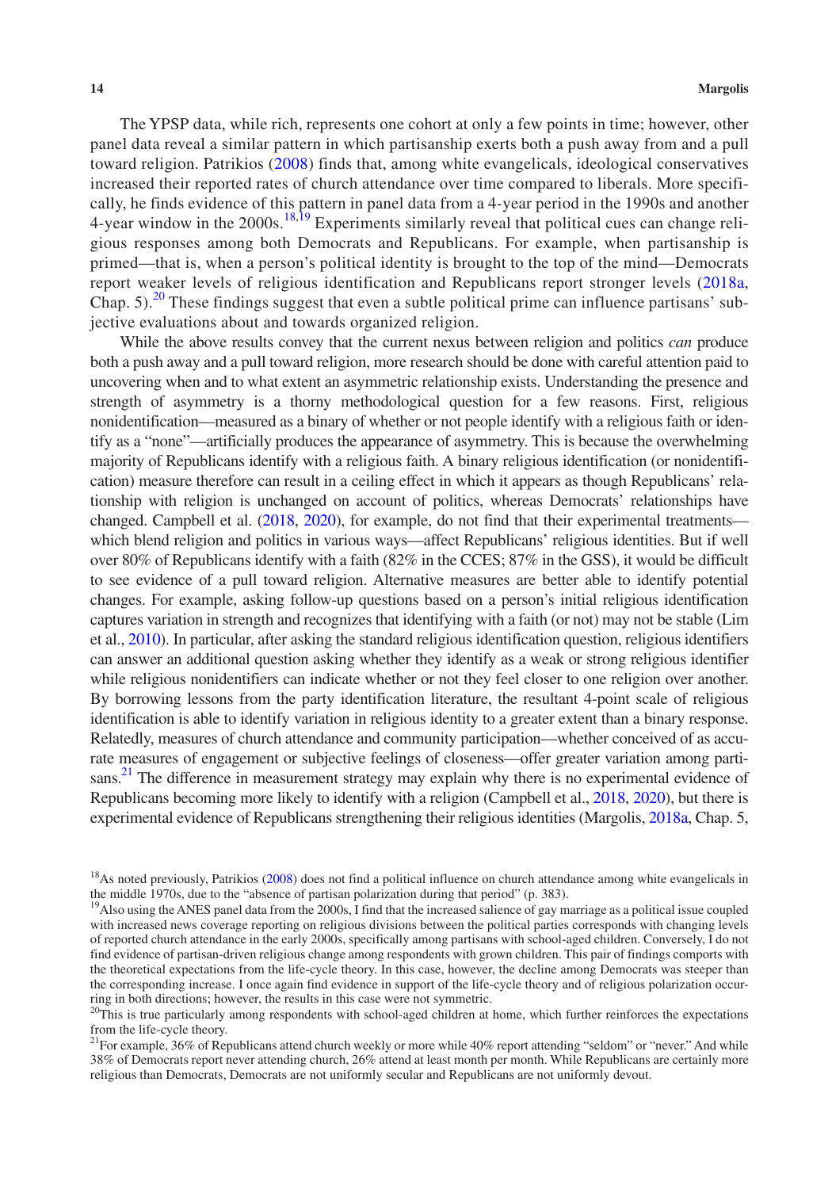The YPSP data, while rich, represents one cohort at only a few points in time; however, other panel data reveal a similar pattern in which partisanship exerts both a push away from and a pull toward religion. Patrikios (2008) finds that, among white evangelicals, ideological conservatives increased their reported rates of church attendance over time compared to liberals. More specifically, he finds evidence of this pattern in panel data from a 4-year period in the 1990s and another 4-year window in the 2000s.[18,19] Experiments similarly reveal that political cues can change religious responses among both Democrats and Republicans. For example, when partisanship is primed—that is, when a person's political identity is brought to the top of the mind—Democrats report weaker levels of religious identification and Republicans report stronger levels (2018a, Chap. 5).[20] These findings suggest that even a subtle political prime can influence partisans' subjective evaluations about and towards organized religion.

While the above results convey that the current nexus between religion and politics *can* produce both a push away and a pull toward religion, more research should be done with careful attention paid to uncovering when and to what extent an asymmetric relationship exists. Understanding the presence and strength of asymmetry is a thorny methodological question for a few reasons. First, religious nonidentification—measured as a binary of whether or not people identify with a religious faith or identify as a "none"—artificially produces the appearance of asymmetry. This is because the overwhelming majority of Republicans identify with a religious faith. A binary religious identification (or nonidentification) measure therefore can result in a ceiling effect in which it appears as though Republicans' relationship with religion is unchanged on account of politics, whereas Democrats' relationships have changed. Campbell et al. (2018, 2020), for example, do not find that their experimental treatments—which blend religion and politics in various ways—affect Republicans' religious identities. But if well over 80% of Republicans identify with a faith (82% in the CCES; 87% in the GSS), it would be difficult to see evidence of a pull toward religion. Alternative measures are better able to identify potential changes. For example, asking follow-up questions based on a person's initial religious identification captures variation in strength and recognizes that identifying with a faith (or not) may not be stable (Lim et al., 2010). In particular, after asking the standard religious identification question, religious identifiers can answer an additional question asking whether they identify as a weak or strong religious identifier while religious nonidentifiers can indicate whether or not they feel closer to one religion over another. By borrowing lessons from the party identification literature, the resultant 4-point scale of religious identification is able to identify variation in religious identity to a greater extent than a binary response. Relatedly, measures of church attendance and community participation—whether conceived of as accurate measures of engagement or subjective feelings of closeness—offer greater variation among partisans.[21] The difference in measurement strategy may explain why there is no experimental evidence of Republicans becoming more likely to identify with a religion (Campbell et al., 2018, 2020), but there is experimental evidence of Republicans strengthening their religious identities (Margolis, 2018a, Chap. 5,

[18] As noted previously, Patrikios (2008) does not find a political influence on church attendance among white evangelicals in the middle 1970s, due to the "absence of partisan polarization during that period" (p. 383).

[19] Also using the ANES panel data from the 2000s, I find that the increased salience of gay marriage as a political issue coupled with increased news coverage reporting on religious divisions between the political parties corresponds with changing levels of reported church attendance in the early 2000s, specifically among partisans with school-aged children. Conversely, I do not find evidence of partisan-driven religious change among respondents with grown children. This pair of findings comports with the theoretical expectations from the life-cycle theory. In this case, however, the decline among Democrats was steeper than the corresponding increase. I once again find evidence in support of the life-cycle theory and of religious polarization occurring in both directions; however, the results in this case were not symmetric.

[20] This is true particularly among respondents with school-aged children at home, which further reinforces the expectations from the life-cycle theory.

[21] For example, 36% of Republicans attend church weekly or more while 40% report attending "seldom" or "never." And while 38% of Democrats report never attending church, 26% attend at least month per month. While Republicans are certainly more religious than Democrats, Democrats are not uniformly secular and Republicans are not uniformly devout.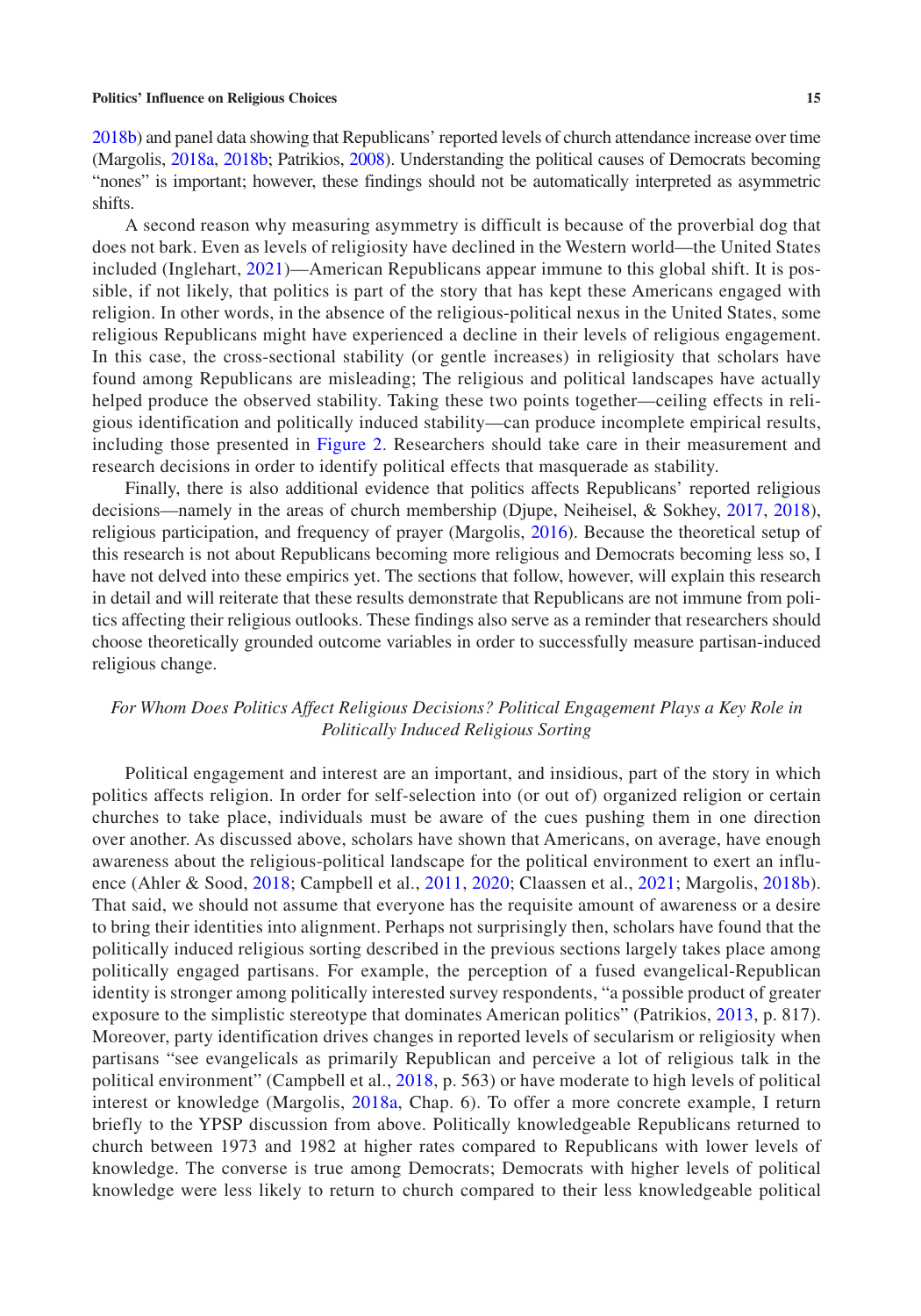2018b) and panel data showing that Republicans' reported levels of church attendance increase over time (Margolis, 2018a, 2018b; Patrikios, 2008). Understanding the political causes of Democrats becoming "nones" is important; however, these findings should not be automatically interpreted as asymmetric shifts.

A second reason why measuring asymmetry is difficult is because of the proverbial dog that does not bark. Even as levels of religiosity have declined in the Western world—the United States included (Inglehart, 2021)—American Republicans appear immune to this global shift. It is possible, if not likely, that politics is part of the story that has kept these Americans engaged with religion. In other words, in the absence of the religious-political nexus in the United States, some religious Republicans might have experienced a decline in their levels of religious engagement. In this case, the cross-sectional stability (or gentle increases) in religiosity that scholars have found among Republicans are misleading; The religious and political landscapes have actually helped produce the observed stability. Taking these two points together—ceiling effects in religious identification and politically induced stability—can produce incomplete empirical results, including those presented in Figure 2. Researchers should take care in their measurement and research decisions in order to identify political effects that masquerade as stability.

Finally, there is also additional evidence that politics affects Republicans' reported religious decisions—namely in the areas of church membership (Djupe, Neiheisel, & Sokhey, 2017, 2018), religious participation, and frequency of prayer (Margolis, 2016). Because the theoretical setup of this research is not about Republicans becoming more religious and Democrats becoming less so, I have not delved into these empirics yet. The sections that follow, however, will explain this research in detail and will reiterate that these results demonstrate that Republicans are not immune from politics affecting their religious outlooks. These findings also serve as a reminder that researchers should choose theoretically grounded outcome variables in order to successfully measure partisan-induced religious change.

### *For Whom Does Politics Affect Religious Decisions? Political Engagement Plays a Key Role in Politically Induced Religious Sorting*

Political engagement and interest are an important, and insidious, part of the story in which politics affects religion. In order for self-selection into (or out of) organized religion or certain churches to take place, individuals must be aware of the cues pushing them in one direction over another. As discussed above, scholars have shown that Americans, on average, have enough awareness about the religious-political landscape for the political environment to exert an influence (Ahler & Sood, 2018; Campbell et al., 2011, 2020; Claassen et al., 2021; Margolis, 2018b). That said, we should not assume that everyone has the requisite amount of awareness or a desire to bring their identities into alignment. Perhaps not surprisingly then, scholars have found that the politically induced religious sorting described in the previous sections largely takes place among politically engaged partisans. For example, the perception of a fused evangelical-Republican identity is stronger among politically interested survey respondents, "a possible product of greater exposure to the simplistic stereotype that dominates American politics" (Patrikios, 2013, p. 817). Moreover, party identification drives changes in reported levels of secularism or religiosity when partisans "see evangelicals as primarily Republican and perceive a lot of religious talk in the political environment" (Campbell et al., 2018, p. 563) or have moderate to high levels of political interest or knowledge (Margolis, 2018a, Chap. 6). To offer a more concrete example, I return briefly to the YPSP discussion from above. Politically knowledgeable Republicans returned to church between 1973 and 1982 at higher rates compared to Republicans with lower levels of knowledge. The converse is true among Democrats; Democrats with higher levels of political knowledge were less likely to return to church compared to their less knowledgeable political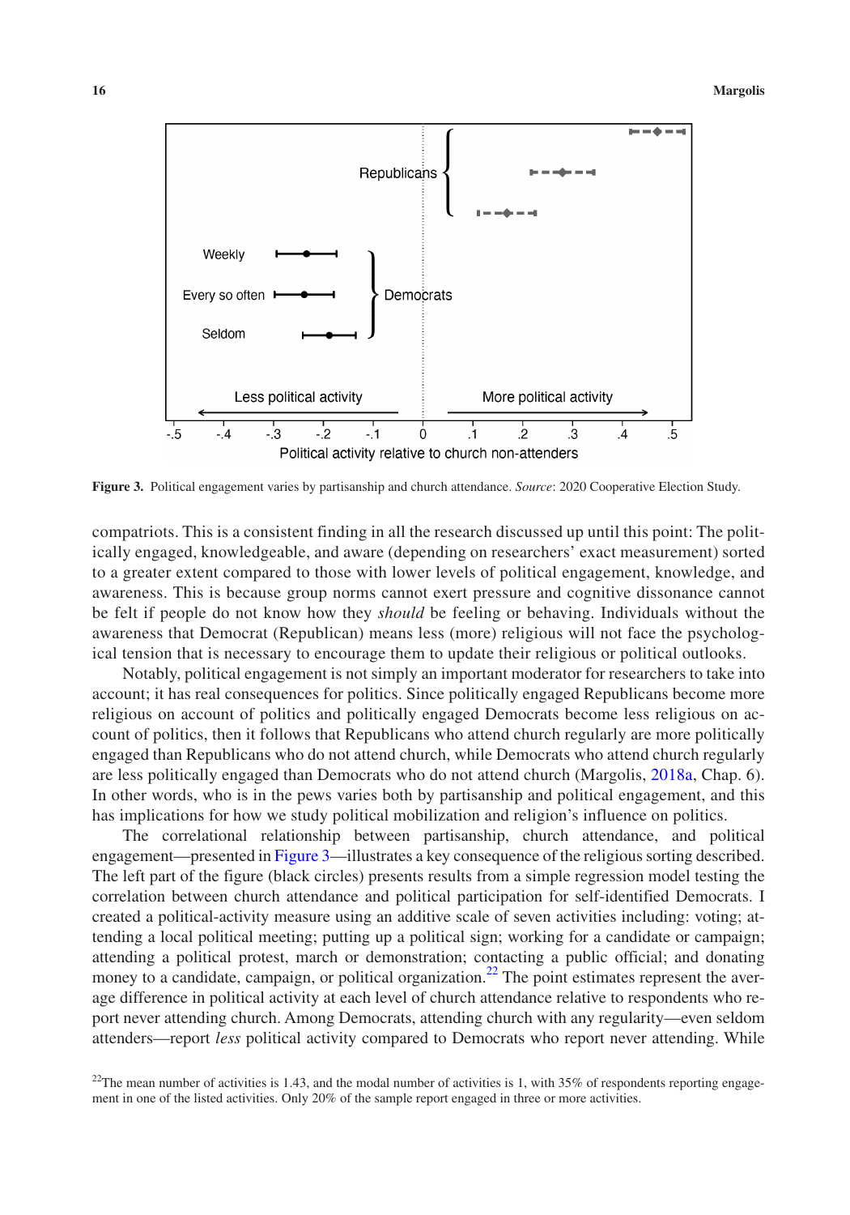**Figure 3.** Political engagement varies by partisanship and church attendance. *Source*: 2020 Cooperative Election Study.

compatriots. This is a consistent finding in all the research discussed up until this point: The politically engaged, knowledgeable, and aware (depending on researchers' exact measurement) sorted to a greater extent compared to those with lower levels of political engagement, knowledge, and awareness. This is because group norms cannot exert pressure and cognitive dissonance cannot be felt if people do not know how they *should* be feeling or behaving. Individuals without the awareness that Democrat (Republican) means less (more) religious will not face the psychological tension that is necessary to encourage them to update their religious or political outlooks.

Notably, political engagement is not simply an important moderator for researchers to take into account; it has real consequences for politics. Since politically engaged Republicans become more religious on account of politics and politically engaged Democrats become less religious on account of politics, then it follows that Republicans who attend church regularly are more politically engaged than Republicans who do not attend church, while Democrats who attend church regularly are less politically engaged than Democrats who do not attend church (Margolis, 2018a, Chap. 6). In other words, who is in the pews varies both by partisanship and political engagement, and this has implications for how we study political mobilization and religion's influence on politics.

The correlational relationship between partisanship, church attendance, and political engagement—presented in Figure 3—illustrates a key consequence of the religious sorting described. The left part of the figure (black circles) presents results from a simple regression model testing the correlation between church attendance and political participation for self-identified Democrats. I created a political-activity measure using an additive scale of seven activities including: voting; attending a local political meeting; putting up a political sign; working for a candidate or campaign; attending a political protest, march or demonstration; contacting a public official; and donating money to a candidate, campaign, or political organization.[22] The point estimates represent the average difference in political activity at each level of church attendance relative to respondents who report never attending church. Among Democrats, attending church with any regularity—even seldom attenders—report *less* political activity compared to Democrats who report never attending. While

[22]The mean number of activities is 1.43, and the modal number of activities is 1, with 35% of respondents reporting engagement in one of the listed activities. Only 20% of the sample report engaged in three or more activities.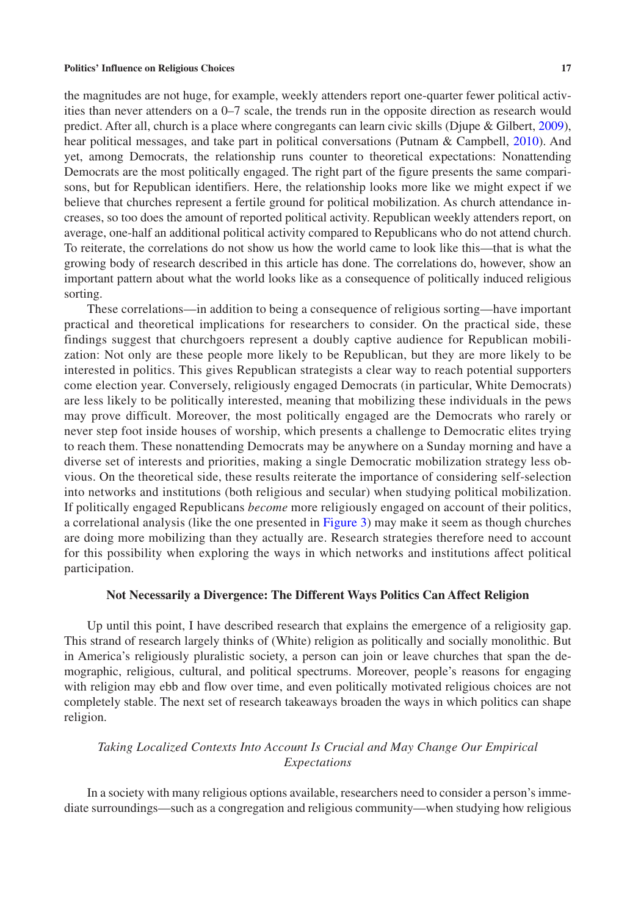the magnitudes are not huge, for example, weekly attenders report one-quarter fewer political activities than never attenders on a 0–7 scale, the trends run in the opposite direction as research would predict. After all, church is a place where congregants can learn civic skills (Djupe & Gilbert, 2009), hear political messages, and take part in political conversations (Putnam & Campbell, 2010). And yet, among Democrats, the relationship runs counter to theoretical expectations: Nonattending Democrats are the most politically engaged. The right part of the figure presents the same comparisons, but for Republican identifiers. Here, the relationship looks more like we might expect if we believe that churches represent a fertile ground for political mobilization. As church attendance increases, so too does the amount of reported political activity. Republican weekly attenders report, on average, one-half an additional political activity compared to Republicans who do not attend church. To reiterate, the correlations do not show us how the world came to look like this—that is what the growing body of research described in this article has done. The correlations do, however, show an important pattern about what the world looks like as a consequence of politically induced religious sorting.

These correlations—in addition to being a consequence of religious sorting—have important practical and theoretical implications for researchers to consider. On the practical side, these findings suggest that churchgoers represent a doubly captive audience for Republican mobilization: Not only are these people more likely to be Republican, but they are more likely to be interested in politics. This gives Republican strategists a clear way to reach potential supporters come election year. Conversely, religiously engaged Democrats (in particular, White Democrats) are less likely to be politically interested, meaning that mobilizing these individuals in the pews may prove difficult. Moreover, the most politically engaged are the Democrats who rarely or never step foot inside houses of worship, which presents a challenge to Democratic elites trying to reach them. These nonattending Democrats may be anywhere on a Sunday morning and have a diverse set of interests and priorities, making a single Democratic mobilization strategy less obvious. On the theoretical side, these results reiterate the importance of considering self-selection into networks and institutions (both religious and secular) when studying political mobilization. If politically engaged Republicans *become* more religiously engaged on account of their politics, a correlational analysis (like the one presented in Figure 3) may make it seem as though churches are doing more mobilizing than they actually are. Research strategies therefore need to account for this possibility when exploring the ways in which networks and institutions affect political participation.

## Not Necessarily a Divergence: The Different Ways Politics Can Affect Religion

Up until this point, I have described research that explains the emergence of a religiosity gap. This strand of research largely thinks of (White) religion as politically and socially monolithic. But in America's religiously pluralistic society, a person can join or leave churches that span the demographic, religious, cultural, and political spectrums. Moreover, people's reasons for engaging with religion may ebb and flow over time, and even politically motivated religious choices are not completely stable. The next set of research takeaways broaden the ways in which politics can shape religion.

### *Taking Localized Contexts Into Account Is Crucial and May Change Our Empirical Expectations*

In a society with many religious options available, researchers need to consider a person's immediate surroundings—such as a congregation and religious community—when studying how religious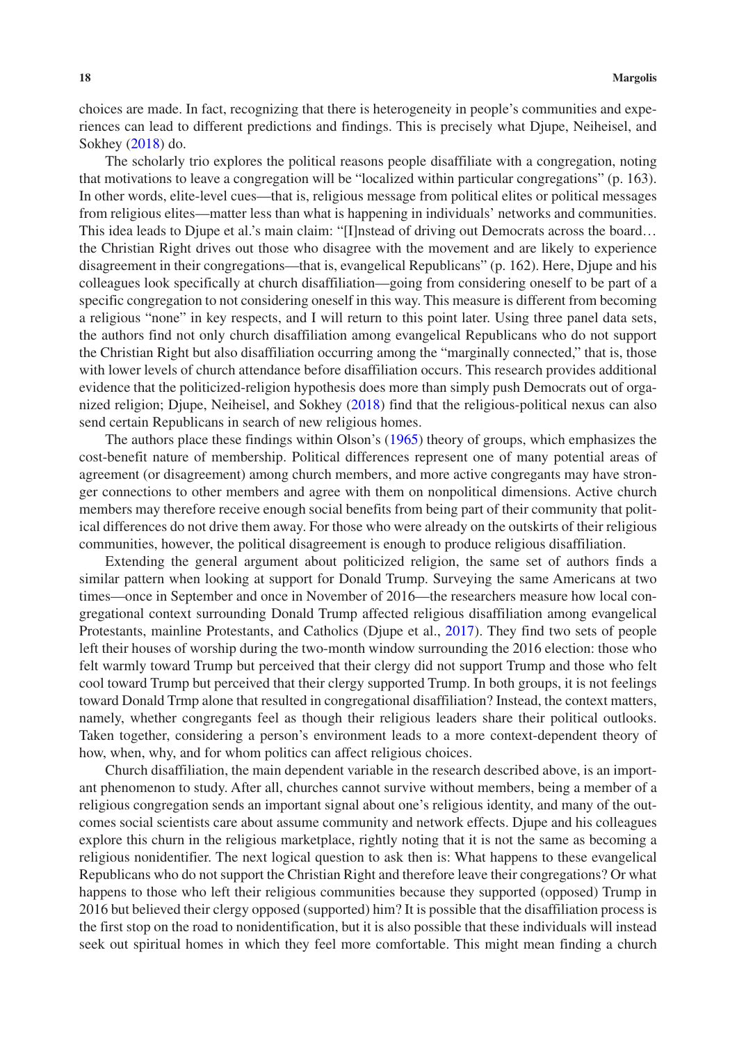choices are made. In fact, recognizing that there is heterogeneity in people's communities and experiences can lead to different predictions and findings. This is precisely what Djupe, Neiheisel, and Sokhey (2018) do.

The scholarly trio explores the political reasons people disaffiliate with a congregation, noting that motivations to leave a congregation will be "localized within particular congregations" (p. 163). In other words, elite-level cues—that is, religious message from political elites or political messages from religious elites—matter less than what is happening in individuals' networks and communities. This idea leads to Djupe et al.'s main claim: "[I]nstead of driving out Democrats across the board… the Christian Right drives out those who disagree with the movement and are likely to experience disagreement in their congregations—that is, evangelical Republicans" (p. 162). Here, Djupe and his colleagues look specifically at church disaffiliation—going from considering oneself to be part of a specific congregation to not considering oneself in this way. This measure is different from becoming a religious "none" in key respects, and I will return to this point later. Using three panel data sets, the authors find not only church disaffiliation among evangelical Republicans who do not support the Christian Right but also disaffiliation occurring among the "marginally connected," that is, those with lower levels of church attendance before disaffiliation occurs. This research provides additional evidence that the politicized-religion hypothesis does more than simply push Democrats out of organized religion; Djupe, Neiheisel, and Sokhey (2018) find that the religious-political nexus can also send certain Republicans in search of new religious homes.

The authors place these findings within Olson's (1965) theory of groups, which emphasizes the cost-benefit nature of membership. Political differences represent one of many potential areas of agreement (or disagreement) among church members, and more active congregants may have stronger connections to other members and agree with them on nonpolitical dimensions. Active church members may therefore receive enough social benefits from being part of their community that political differences do not drive them away. For those who were already on the outskirts of their religious communities, however, the political disagreement is enough to produce religious disaffiliation.

Extending the general argument about politicized religion, the same set of authors finds a similar pattern when looking at support for Donald Trump. Surveying the same Americans at two times—once in September and once in November of 2016—the researchers measure how local congregational context surrounding Donald Trump affected religious disaffiliation among evangelical Protestants, mainline Protestants, and Catholics (Djupe et al., 2017). They find two sets of people left their houses of worship during the two-month window surrounding the 2016 election: those who felt warmly toward Trump but perceived that their clergy did not support Trump and those who felt cool toward Trump but perceived that their clergy supported Trump. In both groups, it is not feelings toward Donald Trmp alone that resulted in congregational disaffiliation? Instead, the context matters, namely, whether congregants feel as though their religious leaders share their political outlooks. Taken together, considering a person's environment leads to a more context-dependent theory of how, when, why, and for whom politics can affect religious choices.

Church disaffiliation, the main dependent variable in the research described above, is an important phenomenon to study. After all, churches cannot survive without members, being a member of a religious congregation sends an important signal about one's religious identity, and many of the outcomes social scientists care about assume community and network effects. Djupe and his colleagues explore this churn in the religious marketplace, rightly noting that it is not the same as becoming a religious nonidentifier. The next logical question to ask then is: What happens to these evangelical Republicans who do not support the Christian Right and therefore leave their congregations? Or what happens to those who left their religious communities because they supported (opposed) Trump in 2016 but believed their clergy opposed (supported) him? It is possible that the disaffiliation process is the first stop on the road to nonidentification, but it is also possible that these individuals will instead seek out spiritual homes in which they feel more comfortable. This might mean finding a church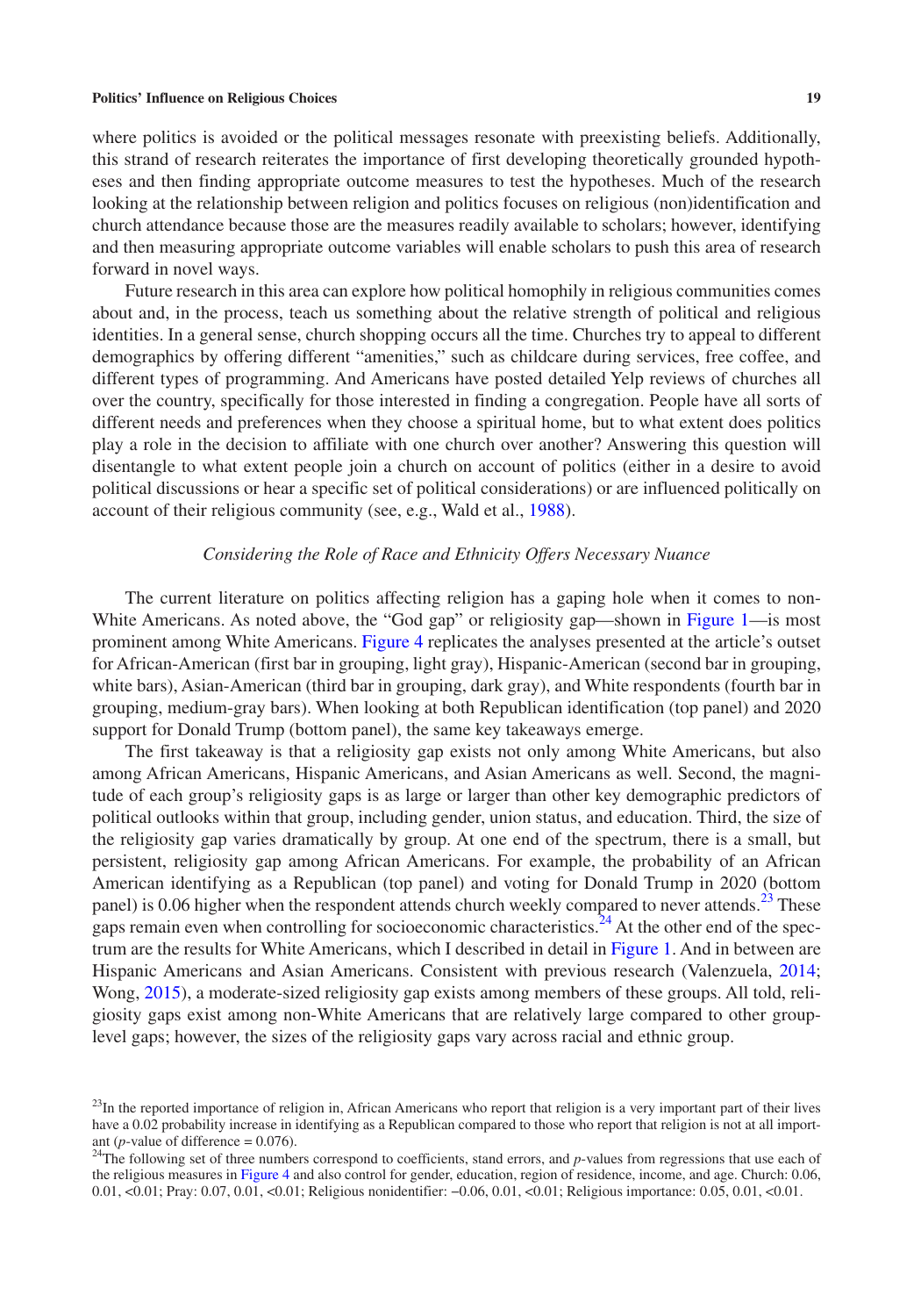where politics is avoided or the political messages resonate with preexisting beliefs. Additionally, this strand of research reiterates the importance of first developing theoretically grounded hypotheses and then finding appropriate outcome measures to test the hypotheses. Much of the research looking at the relationship between religion and politics focuses on religious (non)identification and church attendance because those are the measures readily available to scholars; however, identifying and then measuring appropriate outcome variables will enable scholars to push this area of research forward in novel ways.

Future research in this area can explore how political homophily in religious communities comes about and, in the process, teach us something about the relative strength of political and religious identities. In a general sense, church shopping occurs all the time. Churches try to appeal to different demographics by offering different "amenities," such as childcare during services, free coffee, and different types of programming. And Americans have posted detailed Yelp reviews of churches all over the country, specifically for those interested in finding a congregation. People have all sorts of different needs and preferences when they choose a spiritual home, but to what extent does politics play a role in the decision to affiliate with one church over another? Answering this question will disentangle to what extent people join a church on account of politics (either in a desire to avoid political discussions or hear a specific set of political considerations) or are influenced politically on account of their religious community (see, e.g., Wald et al., 1988).

### *Considering the Role of Race and Ethnicity Offers Necessary Nuance*

The current literature on politics affecting religion has a gaping hole when it comes to non-White Americans. As noted above, the "God gap" or religiosity gap—shown in Figure 1—is most prominent among White Americans. Figure 4 replicates the analyses presented at the article's outset for African-American (first bar in grouping, light gray), Hispanic-American (second bar in grouping, white bars), Asian-American (third bar in grouping, dark gray), and White respondents (fourth bar in grouping, medium-gray bars). When looking at both Republican identification (top panel) and 2020 support for Donald Trump (bottom panel), the same key takeaways emerge.

The first takeaway is that a religiosity gap exists not only among White Americans, but also among African Americans, Hispanic Americans, and Asian Americans as well. Second, the magnitude of each group's religiosity gaps is as large or larger than other key demographic predictors of political outlooks within that group, including gender, union status, and education. Third, the size of the religiosity gap varies dramatically by group. At one end of the spectrum, there is a small, but persistent, religiosity gap among African Americans. For example, the probability of an African American identifying as a Republican (top panel) and voting for Donald Trump in 2020 (bottom panel) is 0.06 higher when the respondent attends church weekly compared to never attends.[23] These gaps remain even when controlling for socioeconomic characteristics.[24] At the other end of the spectrum are the results for White Americans, which I described in detail in Figure 1. And in between are Hispanic Americans and Asian Americans. Consistent with previous research (Valenzuela, 2014; Wong, 2015), a moderate-sized religiosity gap exists among members of these groups. All told, religiosity gaps exist among non-White Americans that are relatively large compared to other group-level gaps; however, the sizes of the religiosity gaps vary across racial and ethnic group.

[23]In the reported importance of religion in, African Americans who report that religion is a very important part of their lives have a 0.02 probability increase in identifying as a Republican compared to those who report that religion is not at all important ($p$-value of difference = 0.076).

[24]The following set of three numbers correspond to coefficients, stand errors, and $p$-values from regressions that use each of the religious measures in Figure 4 and also control for gender, education, region of residence, income, and age. Church: 0.06, 0.01, <0.01; Pray: 0.07, 0.01, <0.01; Religious nonidentifier: −0.06, 0.01, <0.01; Religious importance: 0.05, 0.01, <0.01.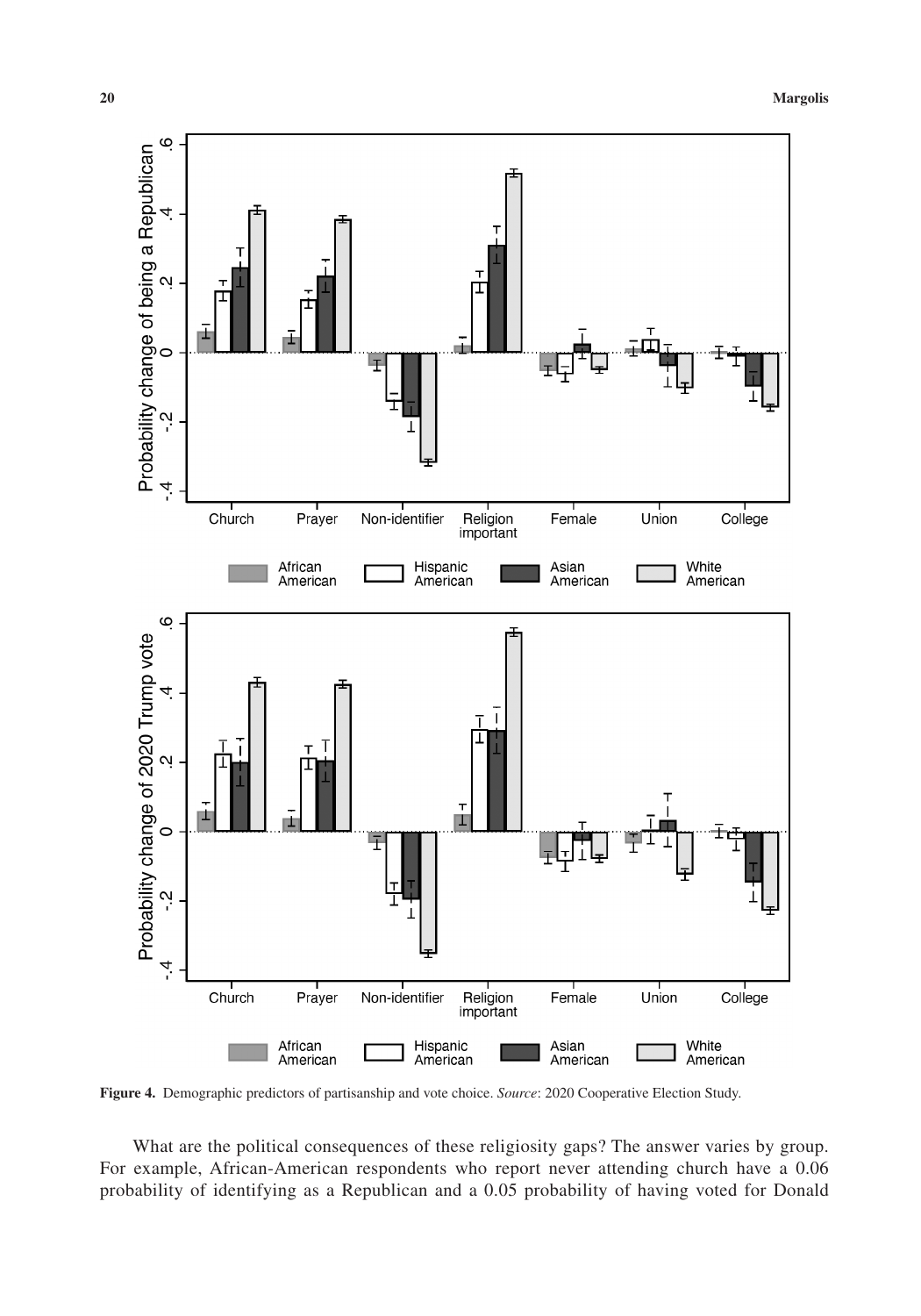**Figure 4.** Demographic predictors of partisanship and vote choice. *Source*: 2020 Cooperative Election Study.

What are the political consequences of these religiosity gaps? The answer varies by group. For example, African-American respondents who report never attending church have a 0.06 probability of identifying as a Republican and a 0.05 probability of having voted for Donald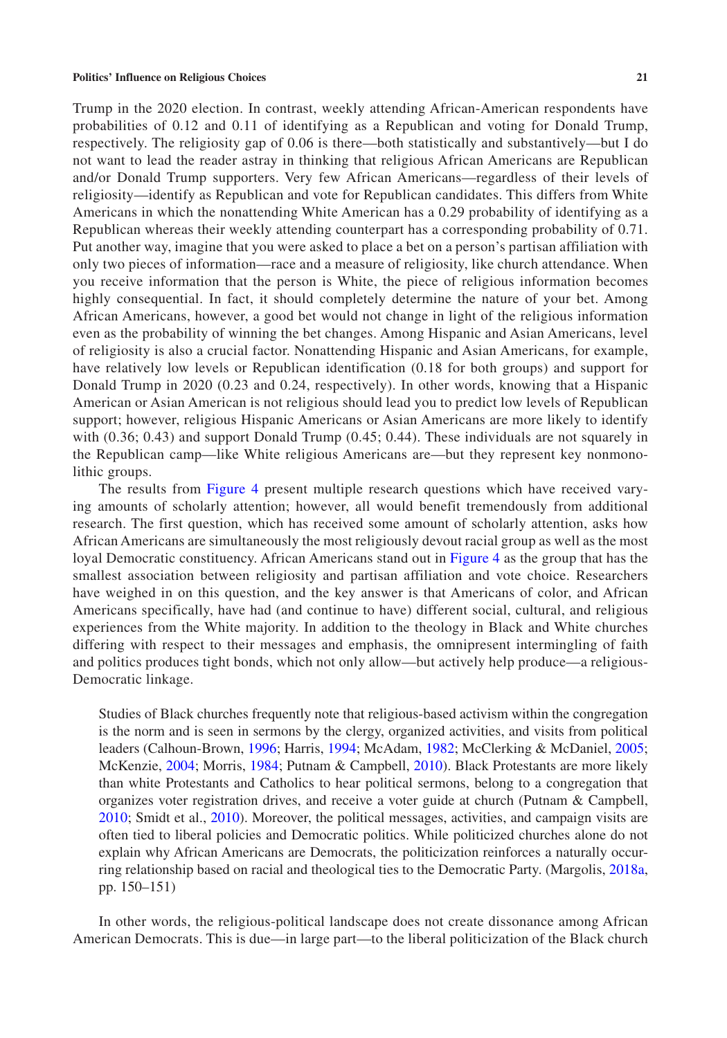Trump in the 2020 election. In contrast, weekly attending African-American respondents have probabilities of 0.12 and 0.11 of identifying as a Republican and voting for Donald Trump, respectively. The religiosity gap of 0.06 is there—both statistically and substantively—but I do not want to lead the reader astray in thinking that religious African Americans are Republican and/or Donald Trump supporters. Very few African Americans—regardless of their levels of religiosity—identify as Republican and vote for Republican candidates. This differs from White Americans in which the nonattending White American has a 0.29 probability of identifying as a Republican whereas their weekly attending counterpart has a corresponding probability of 0.71. Put another way, imagine that you were asked to place a bet on a person's partisan affiliation with only two pieces of information—race and a measure of religiosity, like church attendance. When you receive information that the person is White, the piece of religious information becomes highly consequential. In fact, it should completely determine the nature of your bet. Among African Americans, however, a good bet would not change in light of the religious information even as the probability of winning the bet changes. Among Hispanic and Asian Americans, level of religiosity is also a crucial factor. Nonattending Hispanic and Asian Americans, for example, have relatively low levels or Republican identification (0.18 for both groups) and support for Donald Trump in 2020 (0.23 and 0.24, respectively). In other words, knowing that a Hispanic American or Asian American is not religious should lead you to predict low levels of Republican support; however, religious Hispanic Americans or Asian Americans are more likely to identify with (0.36; 0.43) and support Donald Trump (0.45; 0.44). These individuals are not squarely in the Republican camp—like White religious Americans are—but they represent key nonmonolithic groups.

The results from Figure 4 present multiple research questions which have received varying amounts of scholarly attention; however, all would benefit tremendously from additional research. The first question, which has received some amount of scholarly attention, asks how African Americans are simultaneously the most religiously devout racial group as well as the most loyal Democratic constituency. African Americans stand out in Figure 4 as the group that has the smallest association between religiosity and partisan affiliation and vote choice. Researchers have weighed in on this question, and the key answer is that Americans of color, and African Americans specifically, have had (and continue to have) different social, cultural, and religious experiences from the White majority. In addition to the theology in Black and White churches differing with respect to their messages and emphasis, the omnipresent intermingling of faith and politics produces tight bonds, which not only allow—but actively help produce—a religious-Democratic linkage.

> Studies of Black churches frequently note that religious-based activism within the congregation is the norm and is seen in sermons by the clergy, organized activities, and visits from political leaders (Calhoun-Brown, 1996; Harris, 1994; McAdam, 1982; McClerking & McDaniel, 2005; McKenzie, 2004; Morris, 1984; Putnam & Campbell, 2010). Black Protestants are more likely than white Protestants and Catholics to hear political sermons, belong to a congregation that organizes voter registration drives, and receive a voter guide at church (Putnam & Campbell, 2010; Smidt et al., 2010). Moreover, the political messages, activities, and campaign visits are often tied to liberal policies and Democratic politics. While politicized churches alone do not explain why African Americans are Democrats, the politicization reinforces a naturally occurring relationship based on racial and theological ties to the Democratic Party. (Margolis, 2018a, pp. 150–151)

In other words, the religious-political landscape does not create dissonance among African American Democrats. This is due—in large part—to the liberal politicization of the Black church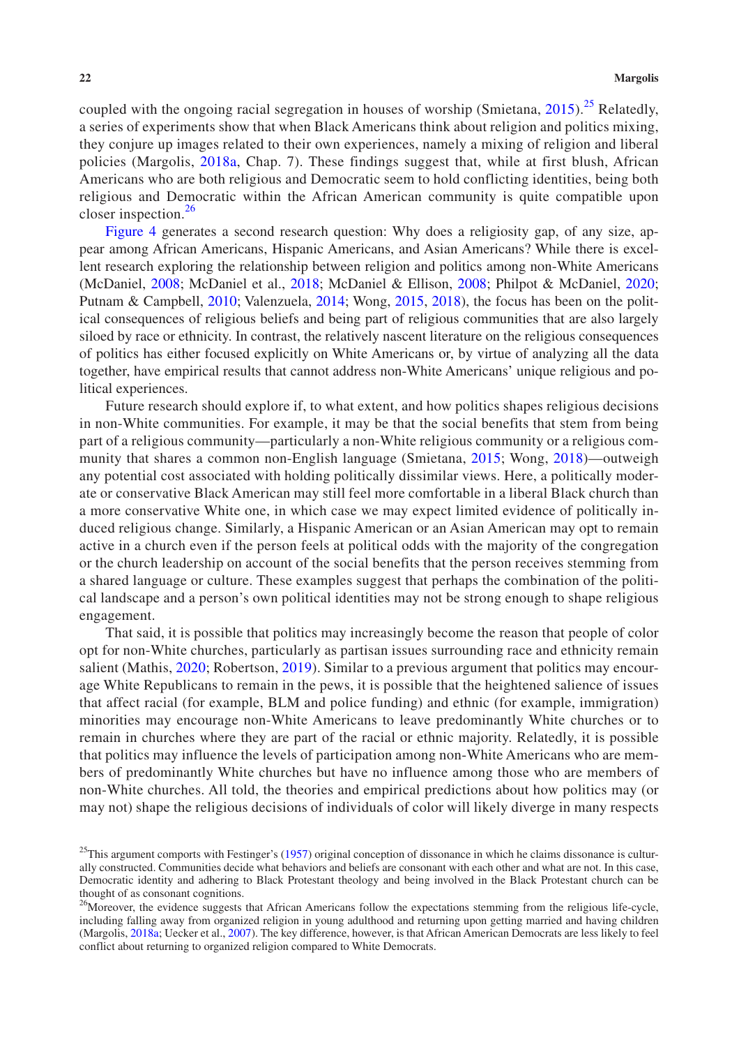coupled with the ongoing racial segregation in houses of worship (Smietana, 2015).[25] Relatedly, a series of experiments show that when Black Americans think about religion and politics mixing, they conjure up images related to their own experiences, namely a mixing of religion and liberal policies (Margolis, 2018a, Chap. 7). These findings suggest that, while at first blush, African Americans who are both religious and Democratic seem to hold conflicting identities, being both religious and Democratic within the African American community is quite compatible upon closer inspection.[26]

Figure 4 generates a second research question: Why does a religiosity gap, of any size, appear among African Americans, Hispanic Americans, and Asian Americans? While there is excellent research exploring the relationship between religion and politics among non-White Americans (McDaniel, 2008; McDaniel et al., 2018; McDaniel & Ellison, 2008; Philpot & McDaniel, 2020; Putnam & Campbell, 2010; Valenzuela, 2014; Wong, 2015, 2018), the focus has been on the political consequences of religious beliefs and being part of religious communities that are also largely siloed by race or ethnicity. In contrast, the relatively nascent literature on the religious consequences of politics has either focused explicitly on White Americans or, by virtue of analyzing all the data together, have empirical results that cannot address non-White Americans' unique religious and political experiences.

Future research should explore if, to what extent, and how politics shapes religious decisions in non-White communities. For example, it may be that the social benefits that stem from being part of a religious community—particularly a non-White religious community or a religious community that shares a common non-English language (Smietana, 2015; Wong, 2018)—outweigh any potential cost associated with holding politically dissimilar views. Here, a politically moderate or conservative Black American may still feel more comfortable in a liberal Black church than a more conservative White one, in which case we may expect limited evidence of politically induced religious change. Similarly, a Hispanic American or an Asian American may opt to remain active in a church even if the person feels at political odds with the majority of the congregation or the church leadership on account of the social benefits that the person receives stemming from a shared language or culture. These examples suggest that perhaps the combination of the political landscape and a person's own political identities may not be strong enough to shape religious engagement.

That said, it is possible that politics may increasingly become the reason that people of color opt for non-White churches, particularly as partisan issues surrounding race and ethnicity remain salient (Mathis, 2020; Robertson, 2019). Similar to a previous argument that politics may encourage White Republicans to remain in the pews, it is possible that the heightened salience of issues that affect racial (for example, BLM and police funding) and ethnic (for example, immigration) minorities may encourage non-White Americans to leave predominantly White churches or to remain in churches where they are part of the racial or ethnic majority. Relatedly, it is possible that politics may influence the levels of participation among non-White Americans who are members of predominantly White churches but have no influence among those who are members of non-White churches. All told, the theories and empirical predictions about how politics may (or may not) shape the religious decisions of individuals of color will likely diverge in many respects

[25] This argument comports with Festinger's (1957) original conception of dissonance in which he claims dissonance is culturally constructed. Communities decide what behaviors and beliefs are consonant with each other and what are not. In this case, Democratic identity and adhering to Black Protestant theology and being involved in the Black Protestant church can be thought of as consonant cognitions.

[26] Moreover, the evidence suggests that African Americans follow the expectations stemming from the religious life-cycle, including falling away from organized religion in young adulthood and returning upon getting married and having children (Margolis, 2018a; Uecker et al., 2007). The key difference, however, is that African American Democrats are less likely to feel conflict about returning to organized religion compared to White Democrats.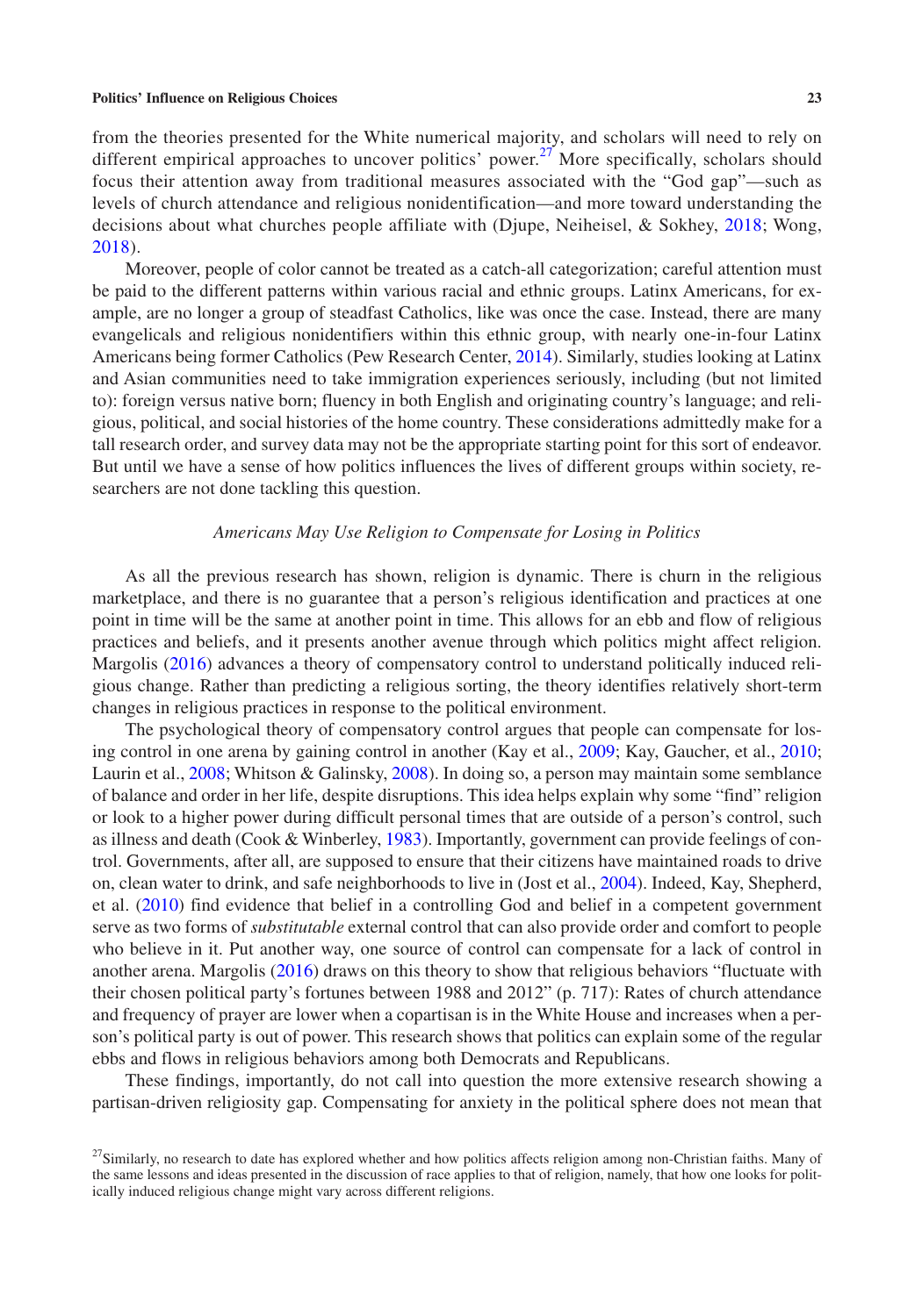from the theories presented for the White numerical majority, and scholars will need to rely on different empirical approaches to uncover politics' power.[27] More specifically, scholars should focus their attention away from traditional measures associated with the "God gap"—such as levels of church attendance and religious nonidentification—and more toward understanding the decisions about what churches people affiliate with (Djupe, Neiheisel, & Sokhey, 2018; Wong, 2018).

Moreover, people of color cannot be treated as a catch-all categorization; careful attention must be paid to the different patterns within various racial and ethnic groups. Latinx Americans, for example, are no longer a group of steadfast Catholics, like was once the case. Instead, there are many evangelicals and religious nonidentifiers within this ethnic group, with nearly one-in-four Latinx Americans being former Catholics (Pew Research Center, 2014). Similarly, studies looking at Latinx and Asian communities need to take immigration experiences seriously, including (but not limited to): foreign versus native born; fluency in both English and originating country's language; and religious, political, and social histories of the home country. These considerations admittedly make for a tall research order, and survey data may not be the appropriate starting point for this sort of endeavor. But until we have a sense of how politics influences the lives of different groups within society, researchers are not done tackling this question.

### *Americans May Use Religion to Compensate for Losing in Politics*

As all the previous research has shown, religion is dynamic. There is churn in the religious marketplace, and there is no guarantee that a person's religious identification and practices at one point in time will be the same at another point in time. This allows for an ebb and flow of religious practices and beliefs, and it presents another avenue through which politics might affect religion. Margolis (2016) advances a theory of compensatory control to understand politically induced religious change. Rather than predicting a religious sorting, the theory identifies relatively short-term changes in religious practices in response to the political environment.

The psychological theory of compensatory control argues that people can compensate for losing control in one arena by gaining control in another (Kay et al., 2009; Kay, Gaucher, et al., 2010; Laurin et al., 2008; Whitson & Galinsky, 2008). In doing so, a person may maintain some semblance of balance and order in her life, despite disruptions. This idea helps explain why some "find" religion or look to a higher power during difficult personal times that are outside of a person's control, such as illness and death (Cook & Winberley, 1983). Importantly, government can provide feelings of control. Governments, after all, are supposed to ensure that their citizens have maintained roads to drive on, clean water to drink, and safe neighborhoods to live in (Jost et al., 2004). Indeed, Kay, Shepherd, et al. (2010) find evidence that belief in a controlling God and belief in a competent government serve as two forms of *substitutable* external control that can also provide order and comfort to people who believe in it. Put another way, one source of control can compensate for a lack of control in another arena. Margolis (2016) draws on this theory to show that religious behaviors "fluctuate with their chosen political party's fortunes between 1988 and 2012" (p. 717): Rates of church attendance and frequency of prayer are lower when a copartisan is in the White House and increases when a person's political party is out of power. This research shows that politics can explain some of the regular ebbs and flows in religious behaviors among both Democrats and Republicans.

These findings, importantly, do not call into question the more extensive research showing a partisan-driven religiosity gap. Compensating for anxiety in the political sphere does not mean that

[27]Similarly, no research to date has explored whether and how politics affects religion among non-Christian faiths. Many of the same lessons and ideas presented in the discussion of race applies to that of religion, namely, that how one looks for politically induced religious change might vary across different religions.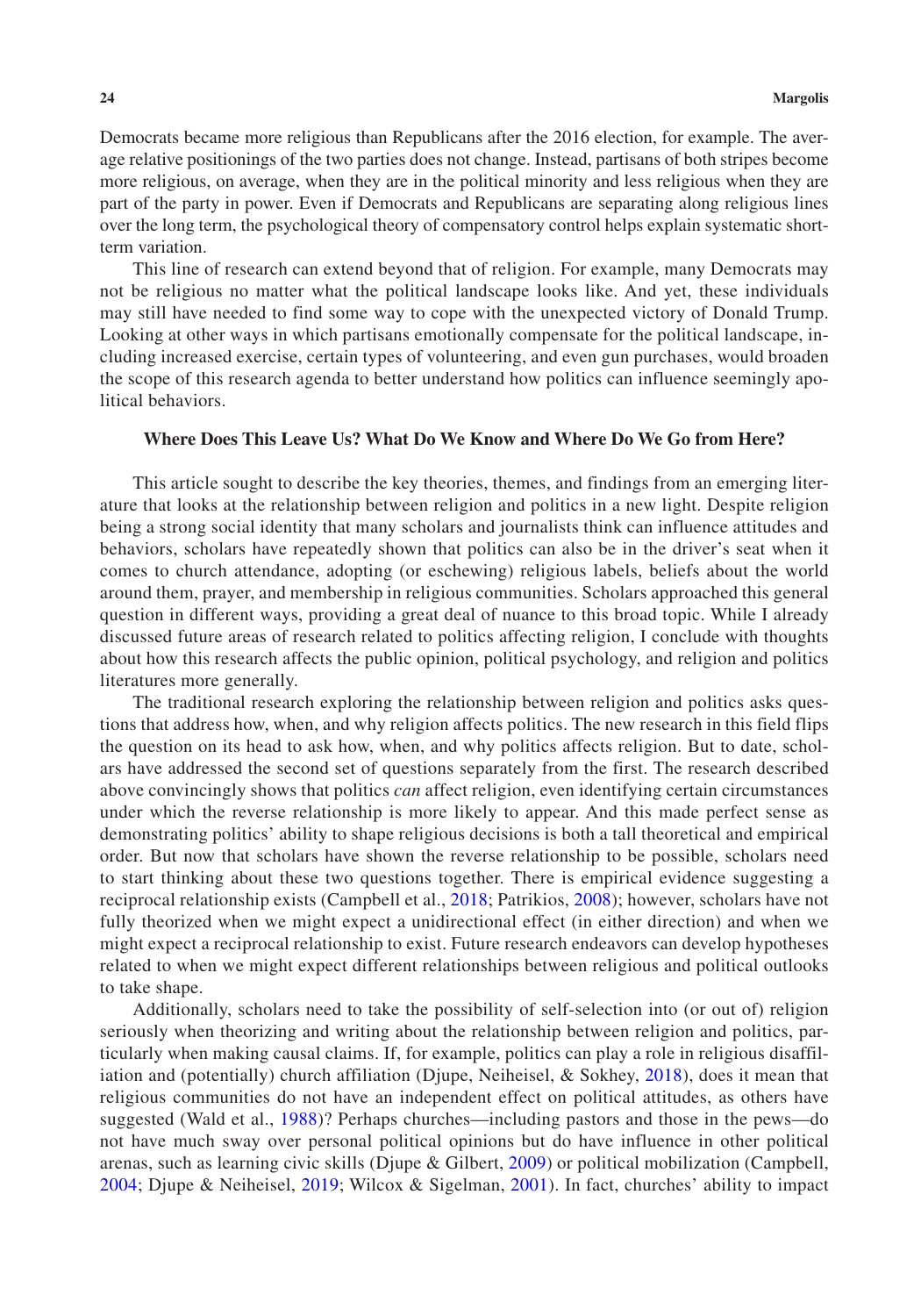Democrats became more religious than Republicans after the 2016 election, for example. The average relative positionings of the two parties does not change. Instead, partisans of both stripes become more religious, on average, when they are in the political minority and less religious when they are part of the party in power. Even if Democrats and Republicans are separating along religious lines over the long term, the psychological theory of compensatory control helps explain systematic short-term variation.

This line of research can extend beyond that of religion. For example, many Democrats may not be religious no matter what the political landscape looks like. And yet, these individuals may still have needed to find some way to cope with the unexpected victory of Donald Trump. Looking at other ways in which partisans emotionally compensate for the political landscape, including increased exercise, certain types of volunteering, and even gun purchases, would broaden the scope of this research agenda to better understand how politics can influence seemingly apolitical behaviors.

## Where Does This Leave Us? What Do We Know and Where Do We Go from Here?

This article sought to describe the key theories, themes, and findings from an emerging literature that looks at the relationship between religion and politics in a new light. Despite religion being a strong social identity that many scholars and journalists think can influence attitudes and behaviors, scholars have repeatedly shown that politics can also be in the driver's seat when it comes to church attendance, adopting (or eschewing) religious labels, beliefs about the world around them, prayer, and membership in religious communities. Scholars approached this general question in different ways, providing a great deal of nuance to this broad topic. While I already discussed future areas of research related to politics affecting religion, I conclude with thoughts about how this research affects the public opinion, political psychology, and religion and politics literatures more generally.

The traditional research exploring the relationship between religion and politics asks questions that address how, when, and why religion affects politics. The new research in this field flips the question on its head to ask how, when, and why politics affects religion. But to date, scholars have addressed the second set of questions separately from the first. The research described above convincingly shows that politics *can* affect religion, even identifying certain circumstances under which the reverse relationship is more likely to appear. And this made perfect sense as demonstrating politics' ability to shape religious decisions is both a tall theoretical and empirical order. But now that scholars have shown the reverse relationship to be possible, scholars need to start thinking about these two questions together. There is empirical evidence suggesting a reciprocal relationship exists (Campbell et al., 2018; Patrikios, 2008); however, scholars have not fully theorized when we might expect a unidirectional effect (in either direction) and when we might expect a reciprocal relationship to exist. Future research endeavors can develop hypotheses related to when we might expect different relationships between religious and political outlooks to take shape.

Additionally, scholars need to take the possibility of self-selection into (or out of) religion seriously when theorizing and writing about the relationship between religion and politics, particularly when making causal claims. If, for example, politics can play a role in religious disaffiliation and (potentially) church affiliation (Djupe, Neiheisel, & Sokhey, 2018), does it mean that religious communities do not have an independent effect on political attitudes, as others have suggested (Wald et al., 1988)? Perhaps churches—including pastors and those in the pews—do not have much sway over personal political opinions but do have influence in other political arenas, such as learning civic skills (Djupe & Gilbert, 2009) or political mobilization (Campbell, 2004; Djupe & Neiheisel, 2019; Wilcox & Sigelman, 2001). In fact, churches' ability to impact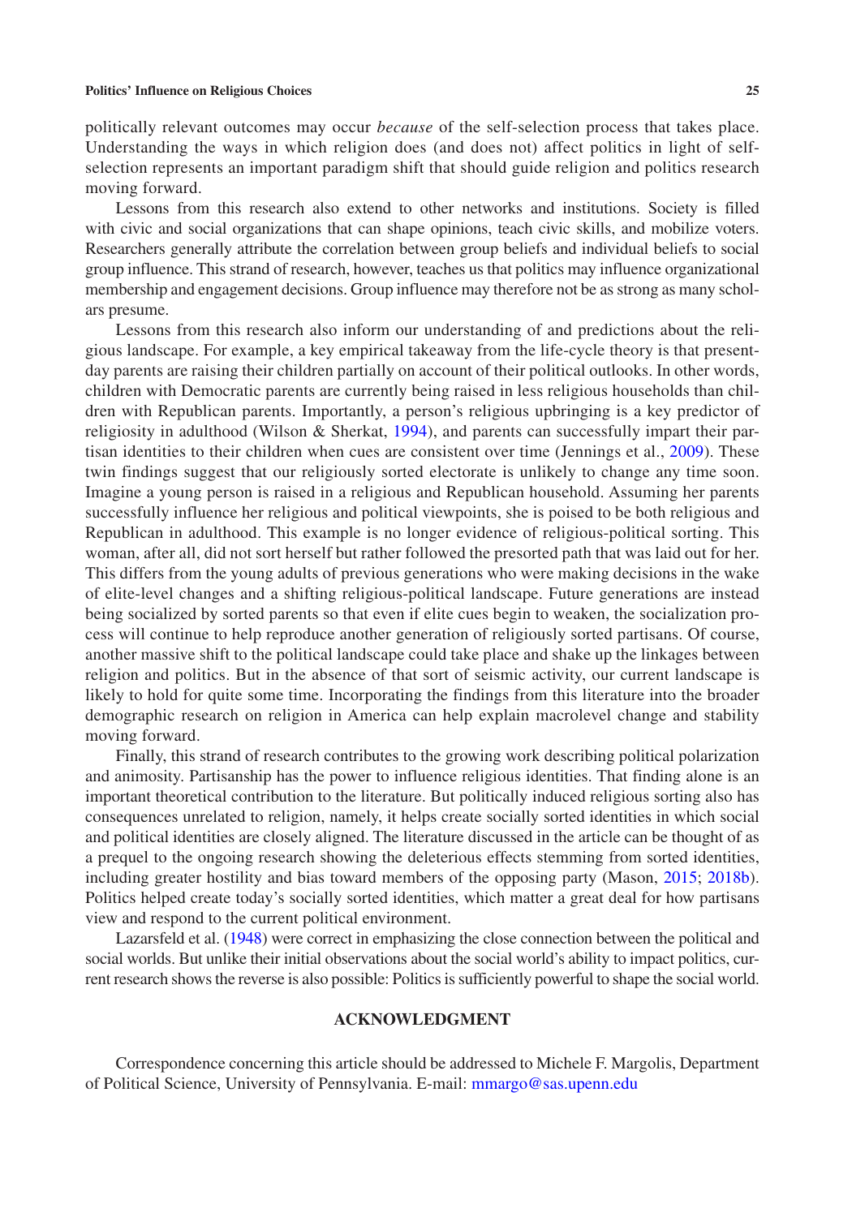politically relevant outcomes may occur *because* of the self-selection process that takes place. Understanding the ways in which religion does (and does not) affect politics in light of self-selection represents an important paradigm shift that should guide religion and politics research moving forward.

Lessons from this research also extend to other networks and institutions. Society is filled with civic and social organizations that can shape opinions, teach civic skills, and mobilize voters. Researchers generally attribute the correlation between group beliefs and individual beliefs to social group influence. This strand of research, however, teaches us that politics may influence organizational membership and engagement decisions. Group influence may therefore not be as strong as many scholars presume.

Lessons from this research also inform our understanding of and predictions about the religious landscape. For example, a key empirical takeaway from the life-cycle theory is that present-day parents are raising their children partially on account of their political outlooks. In other words, children with Democratic parents are currently being raised in less religious households than children with Republican parents. Importantly, a person's religious upbringing is a key predictor of religiosity in adulthood (Wilson & Sherkat, 1994), and parents can successfully impart their partisan identities to their children when cues are consistent over time (Jennings et al., 2009). These twin findings suggest that our religiously sorted electorate is unlikely to change any time soon. Imagine a young person is raised in a religious and Republican household. Assuming her parents successfully influence her religious and political viewpoints, she is poised to be both religious and Republican in adulthood. This example is no longer evidence of religious-political sorting. This woman, after all, did not sort herself but rather followed the presorted path that was laid out for her. This differs from the young adults of previous generations who were making decisions in the wake of elite-level changes and a shifting religious-political landscape. Future generations are instead being socialized by sorted parents so that even if elite cues begin to weaken, the socialization process will continue to help reproduce another generation of religiously sorted partisans. Of course, another massive shift to the political landscape could take place and shake up the linkages between religion and politics. But in the absence of that sort of seismic activity, our current landscape is likely to hold for quite some time. Incorporating the findings from this literature into the broader demographic research on religion in America can help explain macrolevel change and stability moving forward.

Finally, this strand of research contributes to the growing work describing political polarization and animosity. Partisanship has the power to influence religious identities. That finding alone is an important theoretical contribution to the literature. But politically induced religious sorting also has consequences unrelated to religion, namely, it helps create socially sorted identities in which social and political identities are closely aligned. The literature discussed in the article can be thought of as a prequel to the ongoing research showing the deleterious effects stemming from sorted identities, including greater hostility and bias toward members of the opposing party (Mason, 2015; 2018b). Politics helped create today's socially sorted identities, which matter a great deal for how partisans view and respond to the current political environment.

Lazarsfeld et al. (1948) were correct in emphasizing the close connection between the political and social worlds. But unlike their initial observations about the social world's ability to impact politics, current research shows the reverse is also possible: Politics is sufficiently powerful to shape the social world.

## ACKNOWLEDGMENT

Correspondence concerning this article should be addressed to Michele F. Margolis, Department of Political Science, University of Pennsylvania. E-mail: mmargo@sas.upenn.edu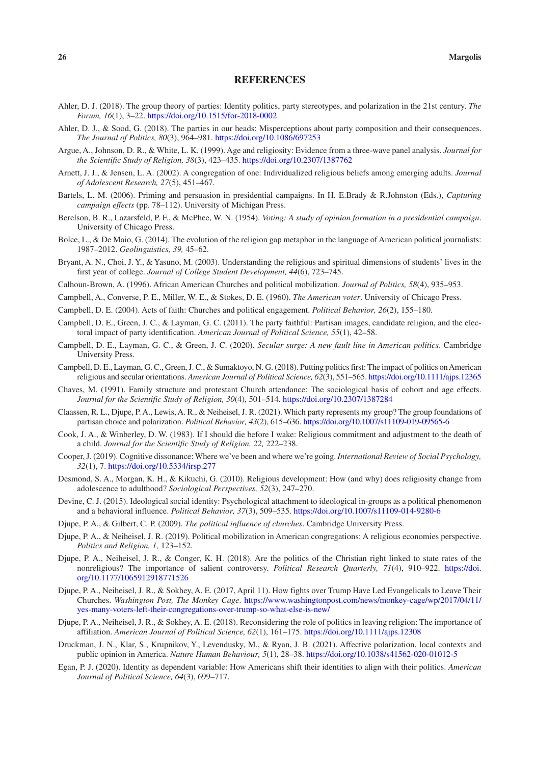## REFERENCES

Ahler, D. J. (2018). The group theory of parties: Identity politics, party stereotypes, and polarization in the 21st century. *The Forum, 16*(1), 3–22. https://doi.org/10.1515/for-2018-0002

Ahler, D. J., & Sood, G. (2018). The parties in our heads: Misperceptions about party composition and their consequences. *The Journal of Politics, 80*(3), 964–981. https://doi.org/10.1086/697253

Argue, A., Johnson, D. R., & White, L. K. (1999). Age and religiosity: Evidence from a three-wave panel analysis. *Journal for the Scientific Study of Religion, 38*(3), 423–435. https://doi.org/10.2307/1387762

Arnett, J. J., & Jensen, L. A. (2002). A congregation of one: Individualized religious beliefs among emerging adults. *Journal of Adolescent Research, 27*(5), 451–467.

Bartels, L. M. (2006). Priming and persuasion in presidential campaigns. In H. E.Brady & R.Johnston (Eds.), *Capturing campaign effects* (pp. 78–112). University of Michigan Press.

Berelson, B. R., Lazarsfeld, P. F., & McPhee, W. N. (1954). *Voting: A study of opinion formation in a presidential campaign*. University of Chicago Press.

Bolce, L., & De Maio, G. (2014). The evolution of the religion gap metaphor in the language of American political journalists: 1987–2012. *Geolinguistics, 39,* 45–62.

Bryant, A. N., Choi, J. Y., & Yasuno, M. (2003). Understanding the religious and spiritual dimensions of students' lives in the first year of college. *Journal of College Student Development, 44*(6), 723–745.

Calhoun-Brown, A. (1996). African American Churches and political mobilization. *Journal of Politics, 58*(4), 935–953.

Campbell, A., Converse, P. E., Miller, W. E., & Stokes, D. E. (1960). *The American voter*. University of Chicago Press.

Campbell, D. E. (2004). Acts of faith: Churches and political engagement. *Political Behavior, 26*(2), 155–180.

Campbell, D. E., Green, J. C., & Layman, G. C. (2011). The party faithful: Partisan images, candidate religion, and the electoral impact of party identification. *American Journal of Political Science, 55*(1), 42–58.

Campbell, D. E., Layman, G. C., & Green, J. C. (2020). *Secular surge: A new fault line in American politics*. Cambridge University Press.

Campbell, D. E., Layman, G. C., Green, J. C., & Sumaktoyo, N. G. (2018). Putting politics first: The impact of politics on American religious and secular orientations. *American Journal of Political Science, 62*(3), 551–565. https://doi.org/10.1111/ajps.12365

Chaves, M. (1991). Family structure and protestant Church attendance: The sociological basis of cohort and age effects. *Journal for the Scientific Study of Religion, 30*(4), 501–514. https://doi.org/10.2307/1387284

Claassen, R. L., Djupe, P. A., Lewis, A. R., & Neiheisel, J. R. (2021). Which party represents my group? The group foundations of partisan choice and polarization. *Political Behavior, 43*(2), 615–636. https://doi.org/10.1007/s11109-019-09565-6

Cook, J. A., & Winberley, D. W. (1983). If I should die before I wake: Religious commitment and adjustment to the death of a child. *Journal for the Scientific Study of Religion, 22,* 222–238.

Cooper, J. (2019). Cognitive dissonance: Where we've been and where we're going. *International Review of Social Psychology, 32*(1), 7. https://doi.org/10.5334/irsp.277

Desmond, S. A., Morgan, K. H., & Kikuchi, G. (2010). Religious development: How (and why) does religiosity change from adolescence to adulthood? *Sociological Perspectives, 52*(3), 247–270.

Devine, C. J. (2015). Ideological social identity: Psychological attachment to ideological in-groups as a political phenomenon and a behavioral influence. *Political Behavior, 37*(3), 509–535. https://doi.org/10.1007/s11109-014-9280-6

Djupe, P. A., & Gilbert, C. P. (2009). *The political influence of churches*. Cambridge University Press.

Djupe, P. A., & Neiheisel, J. R. (2019). Political mobilization in American congregations: A religious economies perspective. *Politics and Religion, 1,* 123–152.

Djupe, P. A., Neiheisel, J. R., & Conger, K. H. (2018). Are the politics of the Christian right linked to state rates of the nonreligious? The importance of salient controversy. *Political Research Quarterly, 71*(4), 910–922. https://doi.org/10.1177/1065912918771526

Djupe, P. A., Neiheisel, J. R., & Sokhey, A. E. (2017, April 11). How fights over Trump Have Led Evangelicals to Leave Their Churches. *Washington Post, The Monkey Cage*. https://www.washingtonpost.com/news/monkey-cage/wp/2017/04/11/yes-many-voters-left-their-congregations-over-trump-so-what-else-is-new/

Djupe, P. A., Neiheisel, J. R., & Sokhey, A. E. (2018). Reconsidering the role of politics in leaving religion: The importance of affiliation. *American Journal of Political Science, 62*(1), 161–175. https://doi.org/10.1111/ajps.12308

Druckman, J. N., Klar, S., Krupnikov, Y., Levendusky, M., & Ryan, J. B. (2021). Affective polarization, local contexts and public opinion in America. *Nature Human Behaviour, 5*(1), 28–38. https://doi.org/10.1038/s41562-020-01012-5

Egan, P. J. (2020). Identity as dependent variable: How Americans shift their identities to align with their politics. *American Journal of Political Science, 64*(3), 699–717.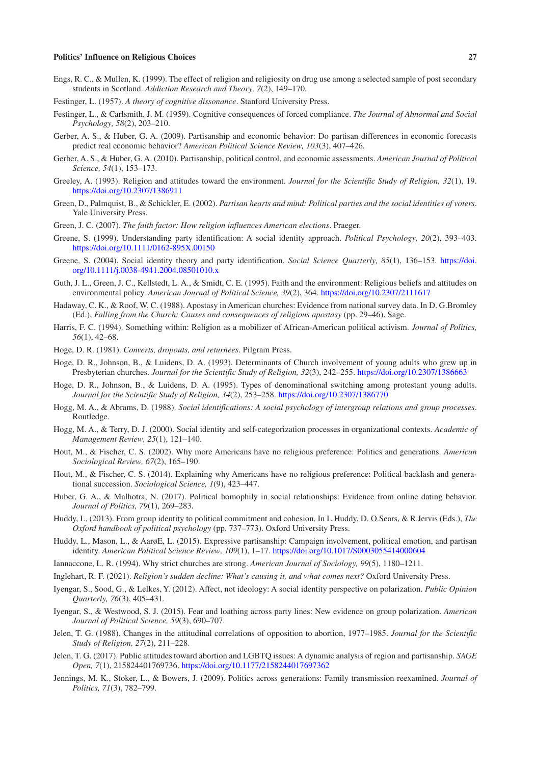Engs, R. C., & Mullen, K. (1999). The effect of religion and religiosity on drug use among a selected sample of post secondary students in Scotland. *Addiction Research and Theory, 7*(2), 149–170.

Festinger, L. (1957). *A theory of cognitive dissonance*. Stanford University Press.

Festinger, L., & Carlsmith, J. M. (1959). Cognitive consequences of forced compliance. *The Journal of Abnormal and Social Psychology, 58*(2), 203–210.

Gerber, A. S., & Huber, G. A. (2009). Partisanship and economic behavior: Do partisan differences in economic forecasts predict real economic behavior? *American Political Science Review, 103*(3), 407–426.

Gerber, A. S., & Huber, G. A. (2010). Partisanship, political control, and economic assessments. *American Journal of Political Science, 54*(1), 153–173.

Greeley, A. (1993). Religion and attitudes toward the environment. *Journal for the Scientific Study of Religion, 32*(1), 19. https://doi.org/10.2307/1386911

Green, D., Palmquist, B., & Schickler, E. (2002). *Partisan hearts and mind: Political parties and the social identities of voters*. Yale University Press.

Green, J. C. (2007). *The faith factor: How religion influences American elections*. Praeger.

Greene, S. (1999). Understanding party identification: A social identity approach. *Political Psychology, 20*(2), 393–403. https://doi.org/10.1111/0162-895X.00150

Greene, S. (2004). Social identity theory and party identification. *Social Science Quarterly, 85*(1), 136–153. https://doi.org/10.1111/j.0038-4941.2004.08501010.x

Guth, J. L., Green, J. C., Kellstedt, L. A., & Smidt, C. E. (1995). Faith and the environment: Religious beliefs and attitudes on environmental policy. *American Journal of Political Science, 39*(2), 364. https://doi.org/10.2307/2111617

Hadaway, C. K., & Roof, W. C. (1988). Apostasy in American churches: Evidence from national survey data. In D. G.Bromley (Ed.), *Falling from the Church: Causes and consequences of religious apostasy* (pp. 29–46). Sage.

Harris, F. C. (1994). Something within: Religion as a mobilizer of African-American political activism. *Journal of Politics, 56*(1), 42–68.

Hoge, D. R. (1981). *Converts, dropouts, and returnees*. Pilgram Press.

Hoge, D. R., Johnson, B., & Luidens, D. A. (1993). Determinants of Church involvement of young adults who grew up in Presbyterian churches. *Journal for the Scientific Study of Religion, 32*(3), 242–255. https://doi.org/10.2307/1386663

Hoge, D. R., Johnson, B., & Luidens, D. A. (1995). Types of denominational switching among protestant young adults. *Journal for the Scientific Study of Religion, 34*(2), 253–258. https://doi.org/10.2307/1386770

Hogg, M. A., & Abrams, D. (1988). *Social identifications: A social psychology of intergroup relations and group processes*. Routledge.

Hogg, M. A., & Terry, D. J. (2000). Social identity and self-categorization processes in organizational contexts. *Academic of Management Review, 25*(1), 121–140.

Hout, M., & Fischer, C. S. (2002). Why more Americans have no religious preference: Politics and generations. *American Sociological Review, 67*(2), 165–190.

Hout, M., & Fischer, C. S. (2014). Explaining why Americans have no religious preference: Political backlash and generational succession. *Sociological Science, 1*(9), 423–447.

Huber, G. A., & Malhotra, N. (2017). Political homophily in social relationships: Evidence from online dating behavior. *Journal of Politics, 79*(1), 269–283.

Huddy, L. (2013). From group identity to political commitment and cohesion. In L.Huddy, D. O.Sears, & R.Jervis (Eds.), *The Oxford handbook of political psychology* (pp. 737–773). Oxford University Press.

Huddy, L., Mason, L., & AarøE, L. (2015). Expressive partisanship: Campaign involvement, political emotion, and partisan identity. *American Political Science Review, 109*(1), 1–17. https://doi.org/10.1017/S0003055414000604

Iannaccone, L. R. (1994). Why strict churches are strong. *American Journal of Sociology, 99*(5), 1180–1211.

Inglehart, R. F. (2021). *Religion's sudden decline: What's causing it, and what comes next?* Oxford University Press.

Iyengar, S., Sood, G., & Lelkes, Y. (2012). Affect, not ideology: A social identity perspective on polarization. *Public Opinion Quarterly, 76*(3), 405–431.

Iyengar, S., & Westwood, S. J. (2015). Fear and loathing across party lines: New evidence on group polarization. *American Journal of Political Science, 59*(3), 690–707.

Jelen, T. G. (1988). Changes in the attitudinal correlations of opposition to abortion, 1977–1985. *Journal for the Scientific Study of Religion, 27*(2), 211–228.

Jelen, T. G. (2017). Public attitudes toward abortion and LGBTQ issues: A dynamic analysis of region and partisanship. *SAGE Open, 7*(1), 215824401769736. https://doi.org/10.1177/2158244017697362

Jennings, M. K., Stoker, L., & Bowers, J. (2009). Politics across generations: Family transmission reexamined. *Journal of Politics, 71*(3), 782–799.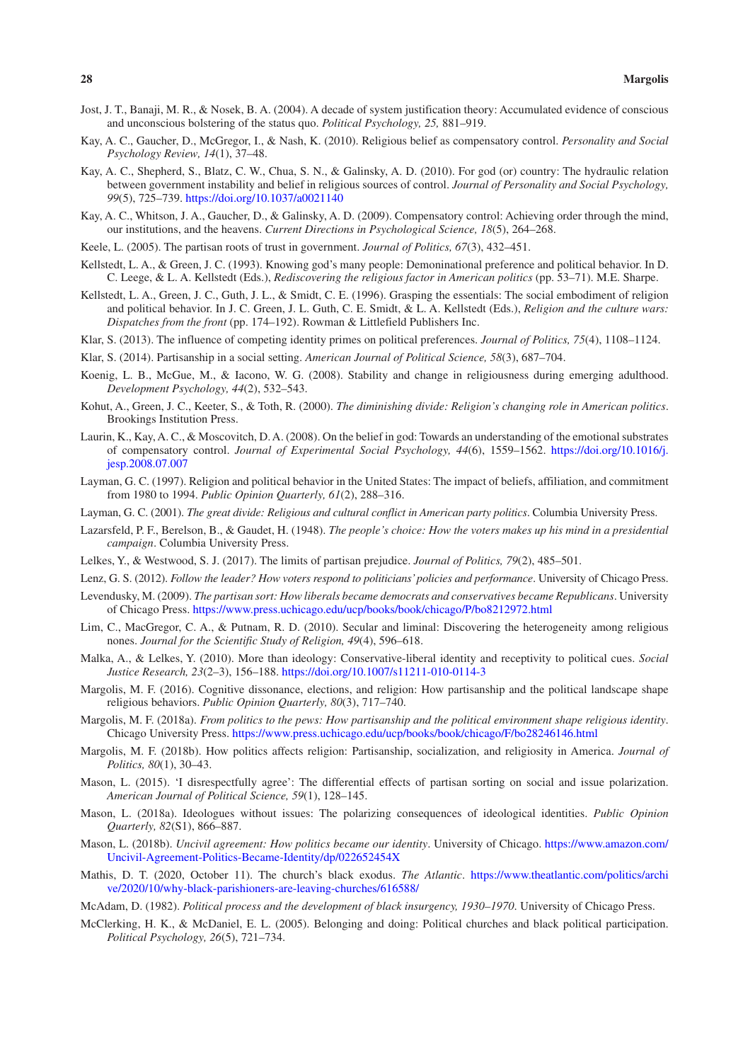Jost, J. T., Banaji, M. R., & Nosek, B. A. (2004). A decade of system justification theory: Accumulated evidence of conscious and unconscious bolstering of the status quo. *Political Psychology, 25,* 881–919.

Kay, A. C., Gaucher, D., McGregor, I., & Nash, K. (2010). Religious belief as compensatory control. *Personality and Social Psychology Review, 14*(1), 37–48.

Kay, A. C., Shepherd, S., Blatz, C. W., Chua, S. N., & Galinsky, A. D. (2010). For god (or) country: The hydraulic relation between government instability and belief in religious sources of control. *Journal of Personality and Social Psychology, 99*(5), 725–739. https://doi.org/10.1037/a0021140

Kay, A. C., Whitson, J. A., Gaucher, D., & Galinsky, A. D. (2009). Compensatory control: Achieving order through the mind, our institutions, and the heavens. *Current Directions in Psychological Science, 18*(5), 264–268.

Keele, L. (2005). The partisan roots of trust in government. *Journal of Politics, 67*(3), 432–451.

Kellstedt, L. A., & Green, J. C. (1993). Knowing god's many people: Demonintional preference and political behavior. In D. C. Leege, & L. A. Kellstedt (Eds.), *Rediscovering the religious factor in American politics* (pp. 53–71). M.E. Sharpe.

Kellstedt, L. A., Green, J. C., Guth, J. L., & Smidt, C. E. (1996). Grasping the essentials: The social embodiment of religion and political behavior. In J. C. Green, J. L. Guth, C. E. Smidt, & L. A. Kellstedt (Eds.), *Religion and the culture wars: Dispatches from the front* (pp. 174–192). Rowman & Littlefield Publishers Inc.

Klar, S. (2013). The influence of competing identity primes on political preferences. *Journal of Politics, 75*(4), 1108–1124.

Klar, S. (2014). Partisanship in a social setting. *American Journal of Political Science, 58*(3), 687–704.

Koenig, L. B., McGue, M., & Iacono, W. G. (2008). Stability and change in religiousness during emerging adulthood. *Development Psychology, 44*(2), 532–543.

Kohut, A., Green, J. C., Keeter, S., & Toth, R. (2000). *The diminishing divide: Religion's changing role in American politics*. Brookings Institution Press.

Laurin, K., Kay, A. C., & Moscovitch, D. A. (2008). On the belief in god: Towards an understanding of the emotional substrates of compensatory control. *Journal of Experimental Social Psychology, 44*(6), 1559–1562. https://doi.org/10.1016/j.jesp.2008.07.007

Layman, G. C. (1997). Religion and political behavior in the United States: The impact of beliefs, affiliation, and commitment from 1980 to 1994. *Public Opinion Quarterly, 61*(2), 288–316.

Layman, G. C. (2001). *The great divide: Religious and cultural conflict in American party politics*. Columbia University Press.

Lazarsfeld, P. F., Berelson, B., & Gaudet, H. (1948). *The people's choice: How the voters makes up his mind in a presidential campaign*. Columbia University Press.

Lelkes, Y., & Westwood, S. J. (2017). The limits of partisan prejudice. *Journal of Politics, 79*(2), 485–501.

Lenz, G. S. (2012). *Follow the leader? How voters respond to politicians' policies and performance*. University of Chicago Press.

Levendusky, M. (2009). *The partisan sort: How liberals became democrats and conservatives became Republicans*. University of Chicago Press. https://www.press.uchicago.edu/ucp/books/book/chicago/P/bo8212972.html

Lim, C., MacGregor, C. A., & Putnam, R. D. (2010). Secular and liminal: Discovering the heterogeneity among religious nones. *Journal for the Scientific Study of Religion, 49*(4), 596–618.

Malka, A., & Lelkes, Y. (2010). More than ideology: Conservative-liberal identity and receptivity to political cues. *Social Justice Research, 23*(2–3), 156–188. https://doi.org/10.1007/s11211-010-0114-3

Margolis, M. F. (2016). Cognitive dissonance, elections, and religion: How partisanship and the political landscape shape religious behaviors. *Public Opinion Quarterly, 80*(3), 717–740.

Margolis, M. F. (2018a). *From politics to the pews: How partisanship and the political environment shape religious identity*. Chicago University Press. https://www.press.uchicago.edu/ucp/books/book/chicago/F/bo28246146.html

Margolis, M. F. (2018b). How politics affects religion: Partisanship, socialization, and religiosity in America. *Journal of Politics, 80*(1), 30–43.

Mason, L. (2015). 'I disrespectfully agree': The differential effects of partisan sorting on social and issue polarization. *American Journal of Political Science, 59*(1), 128–145.

Mason, L. (2018a). Ideologues without issues: The polarizing consequences of ideological identities. *Public Opinion Quarterly, 82*(S1), 866–887.

Mason, L. (2018b). *Uncivil agreement: How politics became our identity*. University of Chicago. https://www.amazon.com/Uncivil-Agreement-Politics-Became-Identity/dp/022652454X

Mathis, D. T. (2020, October 11). The church's black exodus. *The Atlantic*. https://www.theatlantic.com/politics/archive/2020/10/why-black-parishioners-are-leaving-churches/616588/

McAdam, D. (1982). *Political process and the development of black insurgency, 1930–1970*. University of Chicago Press.

McClerking, H. K., & McDaniel, E. L. (2005). Belonging and doing: Political churches and black political participation. *Political Psychology, 26*(5), 721–734.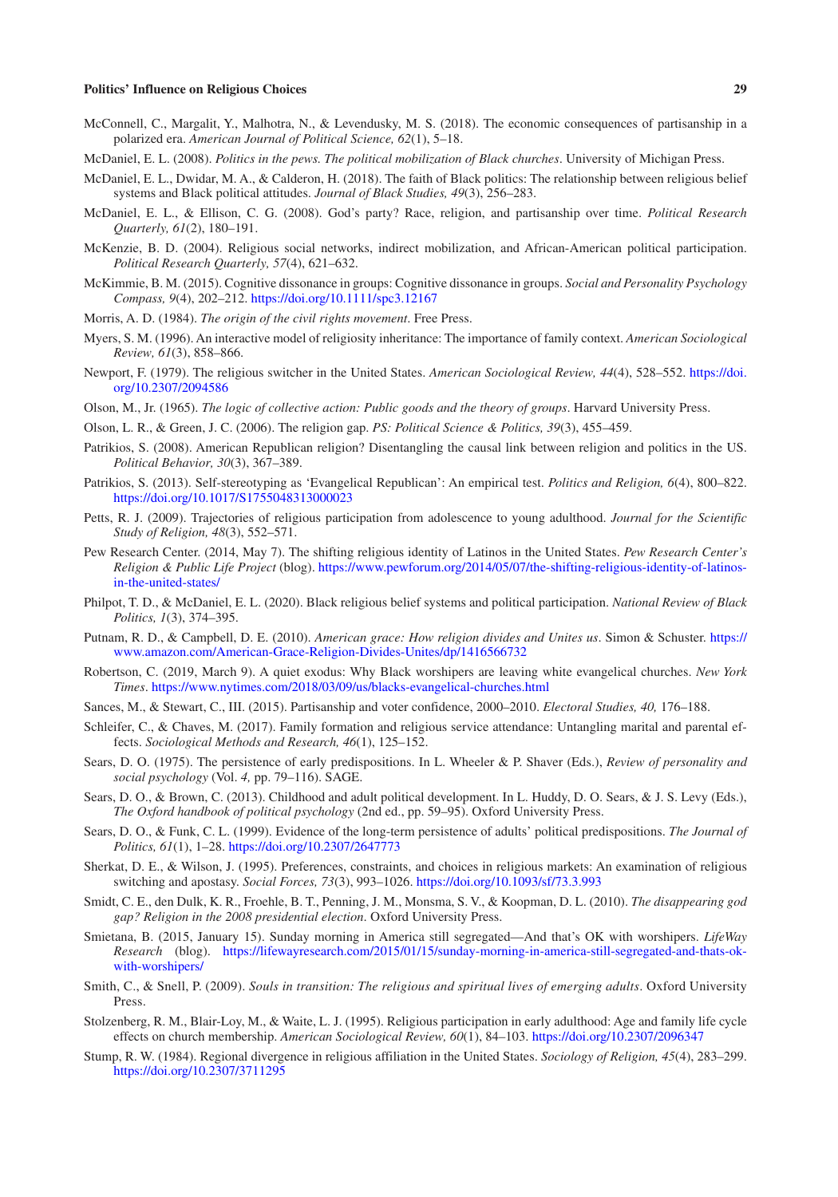McConnell, C., Margalit, Y., Malhotra, N., & Levendusky, M. S. (2018). The economic consequences of partisanship in a polarized era. *American Journal of Political Science, 62*(1), 5–18.

McDaniel, E. L. (2008). *Politics in the pews. The political mobilization of Black churches*. University of Michigan Press.

McDaniel, E. L., Dwidar, M. A., & Calderon, H. (2018). The faith of Black politics: The relationship between religious belief systems and Black political attitudes. *Journal of Black Studies, 49*(3), 256–283.

McDaniel, E. L., & Ellison, C. G. (2008). God's party? Race, religion, and partisanship over time. *Political Research Quarterly, 61*(2), 180–191.

McKenzie, B. D. (2004). Religious social networks, indirect mobilization, and African-American political participation. *Political Research Quarterly, 57*(4), 621–632.

McKimmie, B. M. (2015). Cognitive dissonance in groups: Cognitive dissonance in groups. *Social and Personality Psychology Compass, 9*(4), 202–212. https://doi.org/10.1111/spc3.12167

Morris, A. D. (1984). *The origin of the civil rights movement*. Free Press.

Myers, S. M. (1996). An interactive model of religiosity inheritance: The importance of family context. *American Sociological Review, 61*(3), 858–866.

Newport, F. (1979). The religious switcher in the United States. *American Sociological Review, 44*(4), 528–552. https://doi.org/10.2307/2094586

Olson, M., Jr. (1965). *The logic of collective action: Public goods and the theory of groups*. Harvard University Press.

Olson, L. R., & Green, J. C. (2006). The religion gap. *PS: Political Science & Politics, 39*(3), 455–459.

Patrikios, S. (2008). American Republican religion? Disentangling the causal link between religion and politics in the US. *Political Behavior, 30*(3), 367–389.

Patrikios, S. (2013). Self-stereotyping as 'Evangelical Republican': An empirical test. *Politics and Religion, 6*(4), 800–822. https://doi.org/10.1017/S1755048313000023

Petts, R. J. (2009). Trajectories of religious participation from adolescence to young adulthood. *Journal for the Scientific Study of Religion, 48*(3), 552–571.

Pew Research Center. (2014, May 7). The shifting religious identity of Latinos in the United States. *Pew Research Center's Religion & Public Life Project* (blog). https://www.pewforum.org/2014/05/07/the-shifting-religious-identity-of-latinos-in-the-united-states/

Philpot, T. D., & McDaniel, E. L. (2020). Black religious belief systems and political participation. *National Review of Black Politics, 1*(3), 374–395.

Putnam, R. D., & Campbell, D. E. (2010). *American grace: How religion divides and Unites us*. Simon & Schuster. https://www.amazon.com/American-Grace-Religion-Divides-Unites/dp/1416566732

Robertson, C. (2019, March 9). A quiet exodus: Why Black worshipers are leaving white evangelical churches. *New York Times*. https://www.nytimes.com/2018/03/09/us/blacks-evangelical-churches.html

Sances, M., & Stewart, C., III. (2015). Partisanship and voter confidence, 2000–2010. *Electoral Studies, 40*, 176–188.

Schleifer, C., & Chaves, M. (2017). Family formation and religious service attendance: Untangling marital and parental effects. *Sociological Methods and Research, 46*(1), 125–152.

Sears, D. O. (1975). The persistence of early predispositions. In L. Wheeler & P. Shaver (Eds.), *Review of personality and social psychology* (Vol. *4*, pp. 79–116). SAGE.

Sears, D. O., & Brown, C. (2013). Childhood and adult political development. In L. Huddy, D. O. Sears, & J. S. Levy (Eds.), *The Oxford handbook of political psychology* (2nd ed., pp. 59–95). Oxford University Press.

Sears, D. O., & Funk, C. L. (1999). Evidence of the long-term persistence of adults' political predispositions. *The Journal of Politics, 61*(1), 1–28. https://doi.org/10.2307/2647773

Sherkat, D. E., & Wilson, J. (1995). Preferences, constraints, and choices in religious markets: An examination of religious switching and apostasy. *Social Forces, 73*(3), 993–1026. https://doi.org/10.1093/sf/73.3.993

Smidt, C. E., den Dulk, K. R., Froehle, B. T., Penning, J. M., Monsma, S. V., & Koopman, D. L. (2010). *The disappearing god gap? Religion in the 2008 presidential election*. Oxford University Press.

Smietana, B. (2015, January 15). Sunday morning in America still segregated—And that's OK with worshipers. *LifeWay Research* (blog). https://lifewayresearch.com/2015/01/15/sunday-morning-in-america-still-segregated-and-thats-ok-with-worshipers/

Smith, C., & Snell, P. (2009). *Souls in transition: The religious and spiritual lives of emerging adults*. Oxford University Press.

Stolzenberg, R. M., Blair-Loy, M., & Waite, L. J. (1995). Religious participation in early adulthood: Age and family life cycle effects on church membership. *American Sociological Review, 60*(1), 84–103. https://doi.org/10.2307/2096347

Stump, R. W. (1984). Regional divergence in religious affiliation in the United States. *Sociology of Religion, 45*(4), 283–299. https://doi.org/10.2307/3711295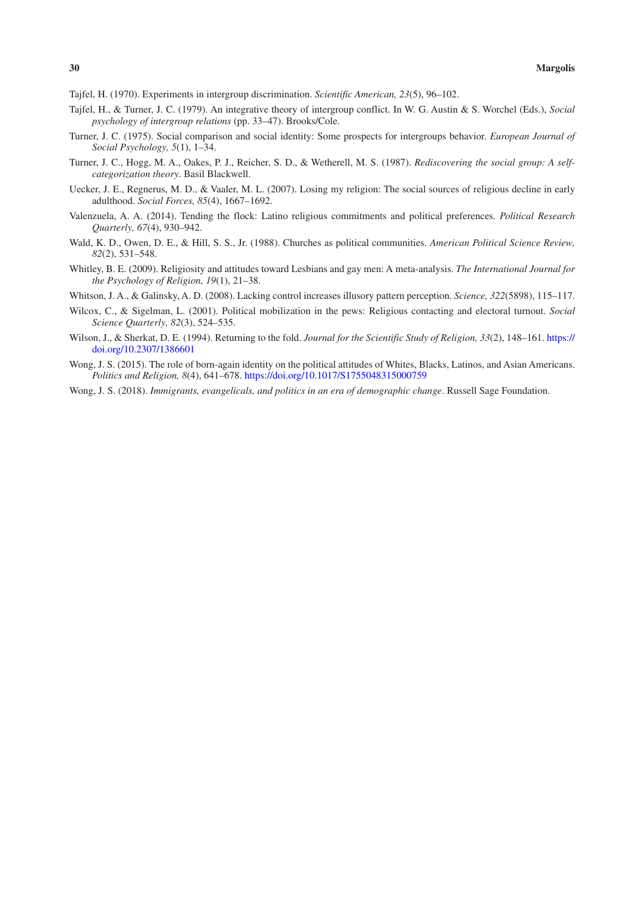Tajfel, H. (1970). Experiments in intergroup discrimination. *Scientific American, 23*(5), 96–102.

Tajfel, H., & Turner, J. C. (1979). An integrative theory of intergroup conflict. In W. G. Austin & S. Worchel (Eds.), *Social psychology of intergroup relations* (pp. 33–47). Brooks/Cole.

Turner, J. C. (1975). Social comparison and social identity: Some prospects for intergroups behavior. *European Journal of Social Psychology, 5*(1), 1–34.

Turner, J. C., Hogg, M. A., Oakes, P. J., Reicher, S. D., & Wetherell, M. S. (1987). *Rediscovering the social group: A self-categorization theory*. Basil Blackwell.

Uecker, J. E., Regnerus, M. D., & Vaaler, M. L. (2007). Losing my religion: The social sources of religious decline in early adulthood. *Social Forces, 85*(4), 1667–1692.

Valenzuela, A. A. (2014). Tending the flock: Latino religious commitments and political preferences. *Political Research Quarterly, 67*(4), 930–942.

Wald, K. D., Owen, D. E., & Hill, S. S., Jr. (1988). Churches as political communities. *American Political Science Review, 82*(2), 531–548.

Whitley, B. E. (2009). Religiosity and attitudes toward Lesbians and gay men: A meta-analysis. *The International Journal for the Psychology of Religion, 19*(1), 21–38.

Whitson, J. A., & Galinsky, A. D. (2008). Lacking control increases illusory pattern perception. *Science, 322*(5898), 115–117.

Wilcox, C., & Sigelman, L. (2001). Political mobilization in the pews: Religious contacting and electoral turnout. *Social Science Quarterly, 82*(3), 524–535.

Wilson, J., & Sherkat, D. E. (1994). Returning to the fold. *Journal for the Scientific Study of Religion, 33*(2), 148–161. https://doi.org/10.2307/1386601

Wong, J. S. (2015). The role of born-again identity on the political attitudes of Whites, Blacks, Latinos, and Asian Americans. *Politics and Religion, 8*(4), 641–678. https://doi.org/10.1017/S1755048315000759

Wong, J. S. (2018). *Immigrants, evangelicals, and politics in an era of demographic change*. Russell Sage Foundation.